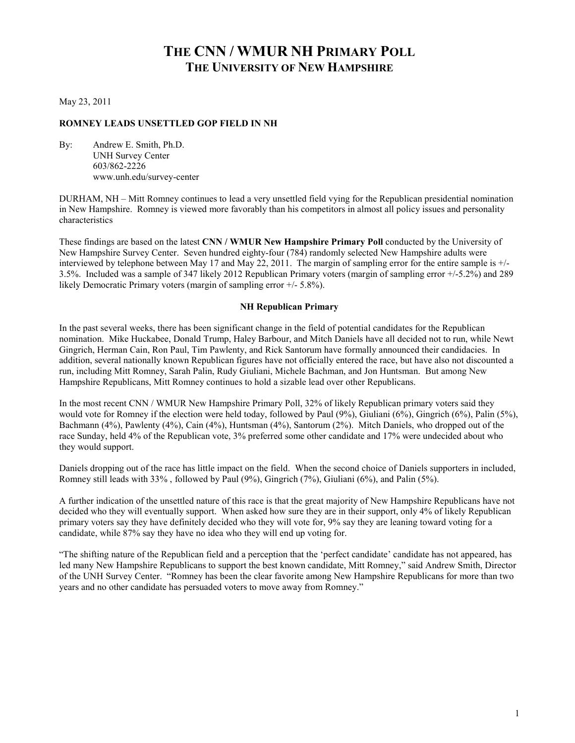# THE CNN / WMUR NH PRIMARY POLL
## THE UNIVERSITY OF NEW HAMPSHIRE

May 23, 2011

**ROMNEY LEADS UNSETTLED GOP FIELD IN NH**

By: Andrew E. Smith, Ph.D.
UNH Survey Center
603/862-2226
www.unh.edu/survey-center

DURHAM, NH – Mitt Romney continues to lead a very unsettled field vying for the Republican presidential nomination in New Hampshire. Romney is viewed more favorably than his competitors in almost all policy issues and personality characteristics

These findings are based on the latest **CNN / WMUR New Hampshire Primary Poll** conducted by the University of New Hampshire Survey Center. Seven hundred eighty-four (784) randomly selected New Hampshire adults were interviewed by telephone between May 17 and May 22, 2011. The margin of sampling error for the entire sample is +/- 3.5%. Included was a sample of 347 likely 2012 Republican Primary voters (margin of sampling error +/-5.2%) and 289 likely Democratic Primary voters (margin of sampling error +/- 5.8%).

**NH Republican Primary**

In the past several weeks, there has been significant change in the field of potential candidates for the Republican nomination. Mike Huckabee, Donald Trump, Haley Barbour, and Mitch Daniels have all decided not to run, while Newt Gingrich, Herman Cain, Ron Paul, Tim Pawlenty, and Rick Santorum have formally announced their candidacies. In addition, several nationally known Republican figures have not officially entered the race, but have also not discounted a run, including Mitt Romney, Sarah Palin, Rudy Giuliani, Michele Bachman, and Jon Huntsman. But among New Hampshire Republicans, Mitt Romney continues to hold a sizable lead over other Republicans.

In the most recent CNN / WMUR New Hampshire Primary Poll, 32% of likely Republican primary voters said they would vote for Romney if the election were held today, followed by Paul (9%), Giuliani (6%), Gingrich (6%), Palin (5%), Bachmann (4%), Pawlenty (4%), Cain (4%), Huntsman (4%), Santorum (2%). Mitch Daniels, who dropped out of the race Sunday, held 4% of the Republican vote, 3% preferred some other candidate and 17% were undecided about who they would support.

Daniels dropping out of the race has little impact on the field. When the second choice of Daniels supporters in included, Romney still leads with 33% , followed by Paul (9%), Gingrich (7%), Giuliani (6%), and Palin (5%).

A further indication of the unsettled nature of this race is that the great majority of New Hampshire Republicans have not decided who they will eventually support. When asked how sure they are in their support, only 4% of likely Republican primary voters say they have definitely decided who they will vote for, 9% say they are leaning toward voting for a candidate, while 87% say they have no idea who they will end up voting for.

"The shifting nature of the Republican field and a perception that the 'perfect candidate' candidate has not appeared, has led many New Hampshire Republicans to support the best known candidate, Mitt Romney," said Andrew Smith, Director of the UNH Survey Center. "Romney has been the clear favorite among New Hampshire Republicans for more than two years and no other candidate has persuaded voters to move away from Romney."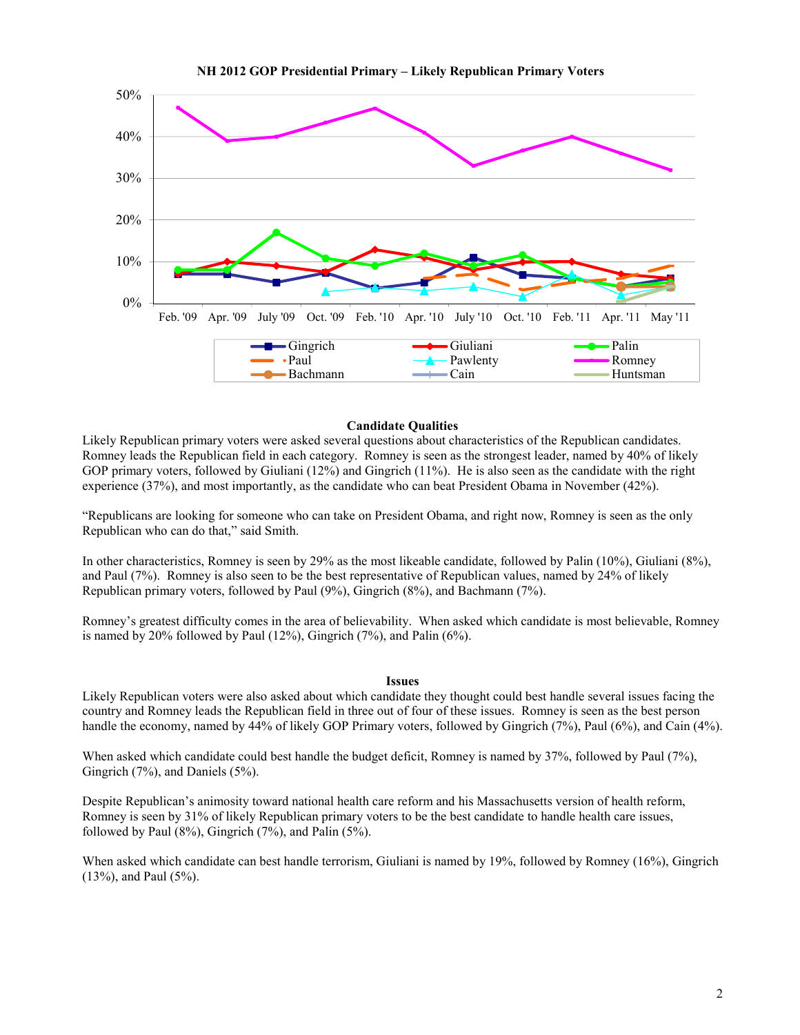**NH 2012 GOP Presidential Primary – Likely Republican Primary Voters**

### Candidate Qualities

Likely Republican primary voters were asked several questions about characteristics of the Republican candidates. Romney leads the Republican field in each category. Romney is seen as the strongest leader, named by 40% of likely GOP primary voters, followed by Giuliani (12%) and Gingrich (11%). He is also seen as the candidate with the right experience (37%), and most importantly, as the candidate who can beat President Obama in November (42%).

"Republicans are looking for someone who can take on President Obama, and right now, Romney is seen as the only Republican who can do that," said Smith.

In other characteristics, Romney is seen by 29% as the most likeable candidate, followed by Palin (10%), Giuliani (8%), and Paul (7%). Romney is also seen to be the best representative of Republican values, named by 24% of likely Republican primary voters, followed by Paul (9%), Gingrich (8%), and Bachmann (7%).

Romney's greatest difficulty comes in the area of believability. When asked which candidate is most believable, Romney is named by 20% followed by Paul (12%), Gingrich (7%), and Palin (6%).

### Issues

Likely Republican voters were also asked about which candidate they thought could best handle several issues facing the country and Romney leads the Republican field in three out of four of these issues. Romney is seen as the best person handle the economy, named by 44% of likely GOP Primary voters, followed by Gingrich (7%), Paul (6%), and Cain (4%).

When asked which candidate could best handle the budget deficit, Romney is named by 37%, followed by Paul (7%), Gingrich (7%), and Daniels (5%).

Despite Republican's animosity toward national health care reform and his Massachusetts version of health reform, Romney is seen by 31% of likely Republican primary voters to be the best candidate to handle health care issues, followed by Paul (8%), Gingrich (7%), and Palin (5%).

When asked which candidate can best handle terrorism, Giuliani is named by 19%, followed by Romney (16%), Gingrich (13%), and Paul (5%).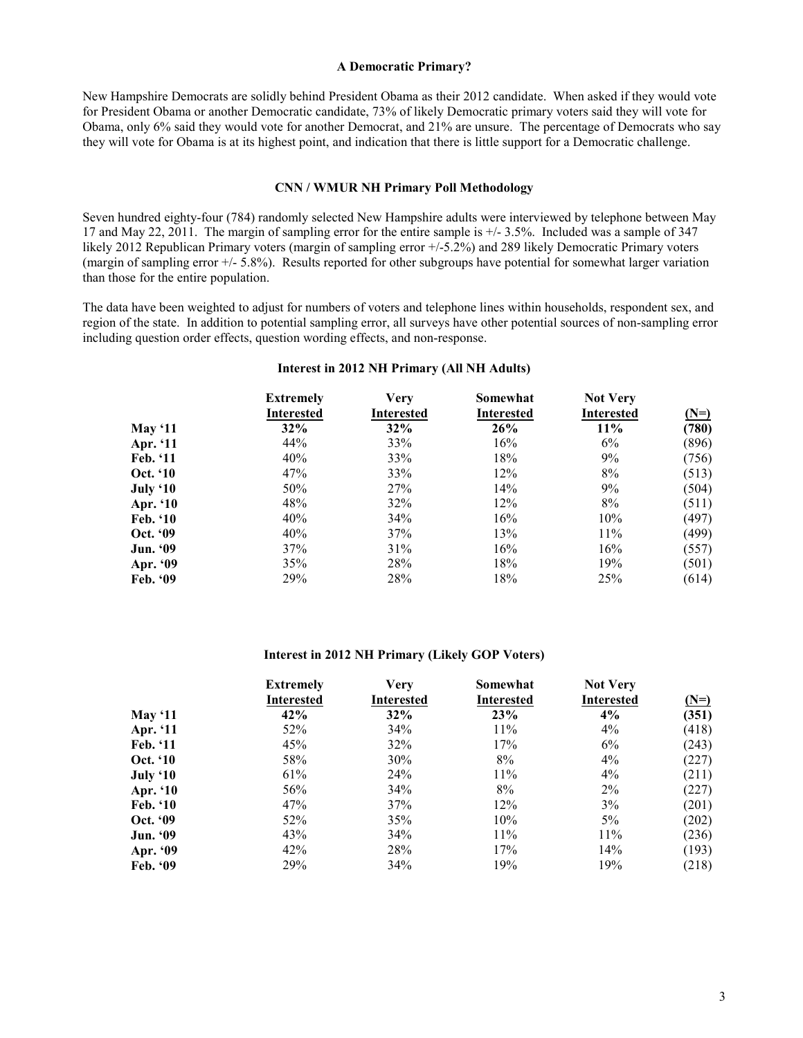### A Democratic Primary?

New Hampshire Democrats are solidly behind President Obama as their 2012 candidate. When asked if they would vote for President Obama or another Democratic candidate, 73% of likely Democratic primary voters said they will vote for Obama, only 6% said they would vote for another Democrat, and 21% are unsure. The percentage of Democrats who say they will vote for Obama is at its highest point, and indication that there is little support for a Democratic challenge.

### CNN / WMUR NH Primary Poll Methodology

Seven hundred eighty-four (784) randomly selected New Hampshire adults were interviewed by telephone between May 17 and May 22, 2011. The margin of sampling error for the entire sample is +/- 3.5%. Included was a sample of 347 likely 2012 Republican Primary voters (margin of sampling error +/-5.2%) and 289 likely Democratic Primary voters (margin of sampling error +/- 5.8%). Results reported for other subgroups have potential for somewhat larger variation than those for the entire population.

The data have been weighted to adjust for numbers of voters and telephone lines within households, respondent sex, and region of the state. In addition to potential sampling error, all surveys have other potential sources of non-sampling error including question order effects, question wording effects, and non-response.

**Interest in 2012 NH Primary (All NH Adults)**

| | Extremely Interested | Very Interested | Somewhat Interested | Not Very Interested | (N=) |
|---|---|---|---|---|---|
| **May '11** | **32%** | **32%** | **26%** | **11%** | **(780)** |
| **Apr. '11** | 44% | 33% | 16% | 6% | (896) |
| **Feb. '11** | 40% | 33% | 18% | 9% | (756) |
| **Oct. '10** | 47% | 33% | 12% | 8% | (513) |
| **July '10** | 50% | 27% | 14% | 9% | (504) |
| **Apr. '10** | 48% | 32% | 12% | 8% | (511) |
| **Feb. '10** | 40% | 34% | 16% | 10% | (497) |
| **Oct. '09** | 40% | 37% | 13% | 11% | (499) |
| **Jun. '09** | 37% | 31% | 16% | 16% | (557) |
| **Apr. '09** | 35% | 28% | 18% | 19% | (501) |
| **Feb. '09** | 29% | 28% | 18% | 25% | (614) |

**Interest in 2012 NH Primary (Likely GOP Voters)**

| | Extremely Interested | Very Interested | Somewhat Interested | Not Very Interested | (N=) |
|---|---|---|---|---|---|
| **May '11** | **42%** | **32%** | **23%** | **4%** | **(351)** |
| **Apr. '11** | 52% | 34% | 11% | 4% | (418) |
| **Feb. '11** | 45% | 32% | 17% | 6% | (243) |
| **Oct. '10** | 58% | 30% | 8% | 4% | (227) |
| **July '10** | 61% | 24% | 11% | 4% | (211) |
| **Apr. '10** | 56% | 34% | 8% | 2% | (227) |
| **Feb. '10** | 47% | 37% | 12% | 3% | (201) |
| **Oct. '09** | 52% | 35% | 10% | 5% | (202) |
| **Jun. '09** | 43% | 34% | 11% | 11% | (236) |
| **Apr. '09** | 42% | 28% | 17% | 14% | (193) |
| **Feb. '09** | 29% | 34% | 19% | 19% | (218) |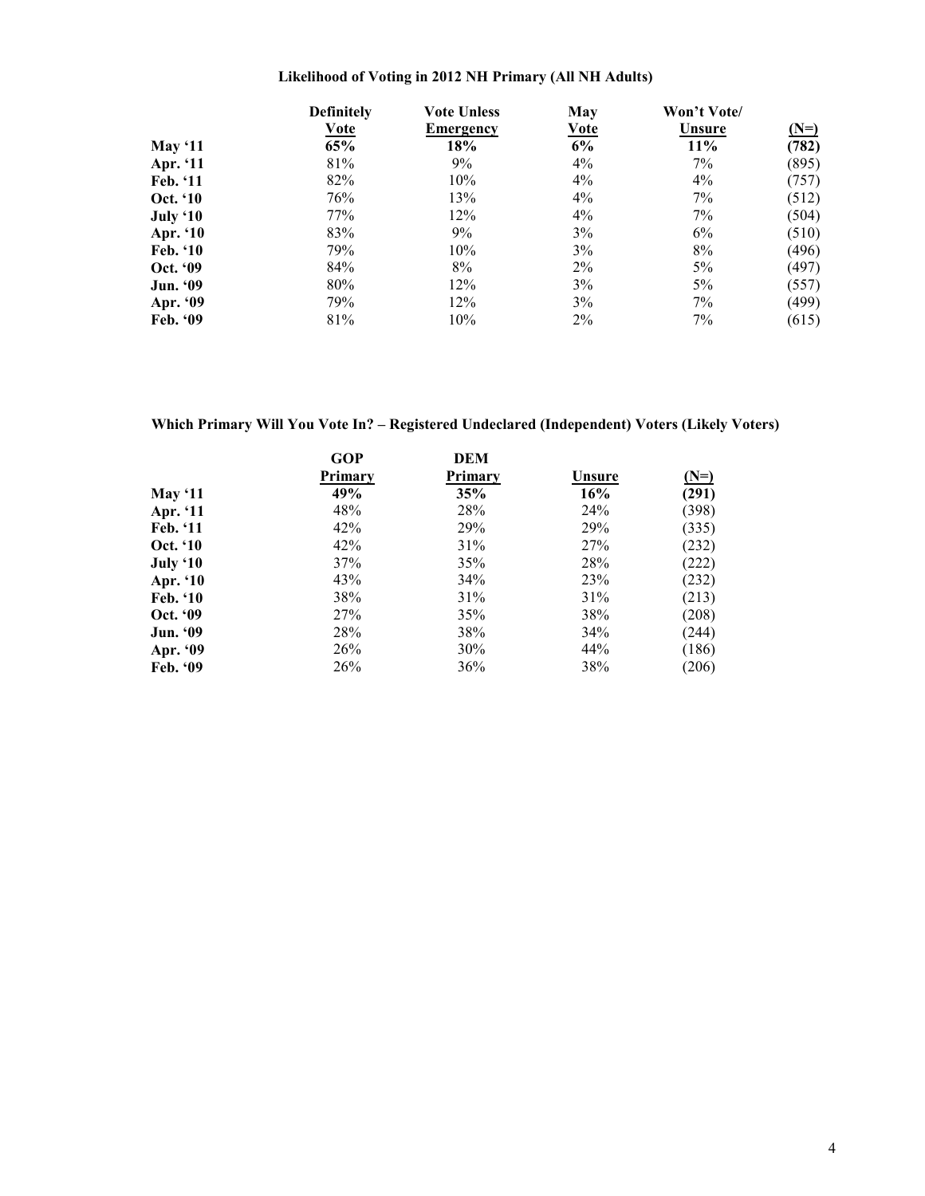## Likelihood of Voting in 2012 NH Primary (All NH Adults)

| | Definitely Vote | Vote Unless Emergency | May Vote | Won't Vote/ Unsure | (N=) |
|---|---|---|---|---|---|
| **May '11** | **65%** | **18%** | **6%** | **11%** | **(782)** |
| **Apr. '11** | 81% | 9% | 4% | 7% | (895) |
| **Feb. '11** | 82% | 10% | 4% | 4% | (757) |
| **Oct. '10** | 76% | 13% | 4% | 7% | (512) |
| **July '10** | 77% | 12% | 4% | 7% | (504) |
| **Apr. '10** | 83% | 9% | 3% | 6% | (510) |
| **Feb. '10** | 79% | 10% | 3% | 8% | (496) |
| **Oct. '09** | 84% | 8% | 2% | 5% | (497) |
| **Jun. '09** | 80% | 12% | 3% | 5% | (557) |
| **Apr. '09** | 79% | 12% | 3% | 7% | (499) |
| **Feb. '09** | 81% | 10% | 2% | 7% | (615) |

## Which Primary Will You Vote In? – Registered Undeclared (Independent) Voters (Likely Voters)

| | GOP Primary | DEM Primary | Unsure | (N=) |
|---|---|---|---|---|
| **May '11** | **49%** | **35%** | **16%** | **(291)** |
| **Apr. '11** | 48% | 28% | 24% | (398) |
| **Feb. '11** | 42% | 29% | 29% | (335) |
| **Oct. '10** | 42% | 31% | 27% | (232) |
| **July '10** | 37% | 35% | 28% | (222) |
| **Apr. '10** | 43% | 34% | 23% | (232) |
| **Feb. '10** | 38% | 31% | 31% | (213) |
| **Oct. '09** | 27% | 35% | 38% | (208) |
| **Jun. '09** | 28% | 38% | 34% | (244) |
| **Apr. '09** | 26% | 30% | 44% | (186) |
| **Feb. '09** | 26% | 36% | 38% | (206) |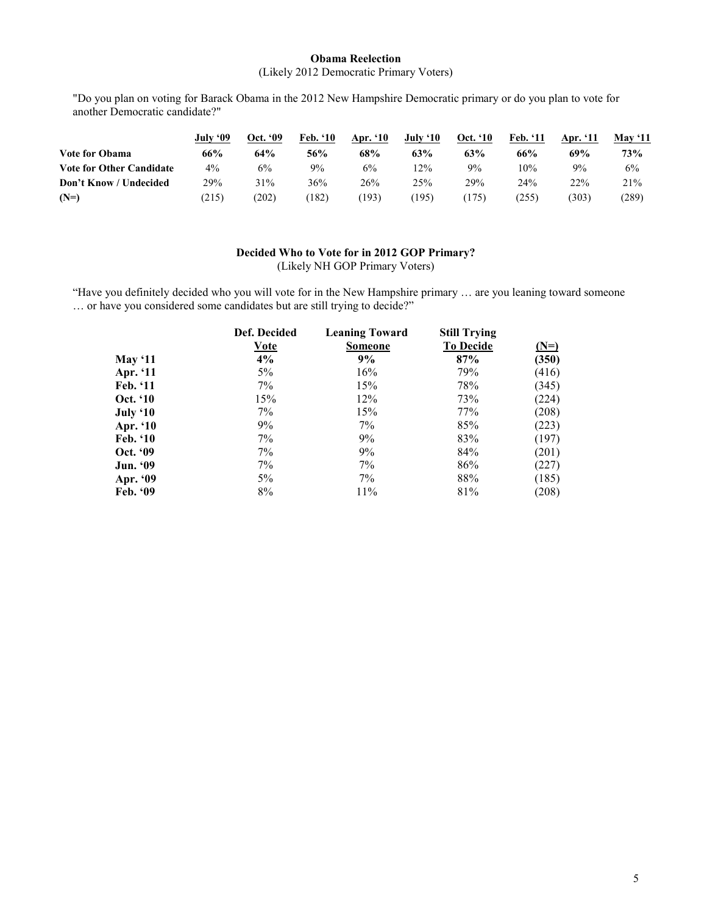**Obama Reelection**
(Likely 2012 Democratic Primary Voters)

"Do you plan on voting for Barack Obama in the 2012 New Hampshire Democratic primary or do you plan to vote for another Democratic candidate?"

| | July '09 | Oct. '09 | Feb. '10 | Apr. '10 | July '10 | Oct. '10 | Feb. '11 | Apr. '11 | May '11 |
|---|---|---|---|---|---|---|---|---|---|
| **Vote for Obama** | **66%** | **64%** | **56%** | **68%** | **63%** | **63%** | **66%** | **69%** | **73%** |
| **Vote for Other Candidate** | 4% | 6% | 9% | 6% | 12% | 9% | 10% | 9% | 6% |
| **Don't Know / Undecided** | 29% | 31% | 36% | 26% | 25% | 29% | 24% | 22% | 21% |
| **(N=)** | (215) | (202) | (182) | (193) | (195) | (175) | (255) | (303) | (289) |

**Decided Who to Vote for in 2012 GOP Primary?**
(Likely NH GOP Primary Voters)

"Have you definitely decided who you will vote for in the New Hampshire primary … are you leaning toward someone … or have you considered some candidates but are still trying to decide?"

| | Def. Decided Vote | Leaning Toward Someone | Still Trying To Decide | (N=) |
|---|---|---|---|---|
| **May '11** | **4%** | **9%** | **87%** | **(350)** |
| **Apr. '11** | 5% | 16% | 79% | (416) |
| **Feb. '11** | 7% | 15% | 78% | (345) |
| **Oct. '10** | 15% | 12% | 73% | (224) |
| **July '10** | 7% | 15% | 77% | (208) |
| **Apr. '10** | 9% | 7% | 85% | (223) |
| **Feb. '10** | 7% | 9% | 83% | (197) |
| **Oct. '09** | 7% | 9% | 84% | (201) |
| **Jun. '09** | 7% | 7% | 86% | (227) |
| **Apr. '09** | 5% | 7% | 88% | (185) |
| **Feb. '09** | 8% | 11% | 81% | (208) |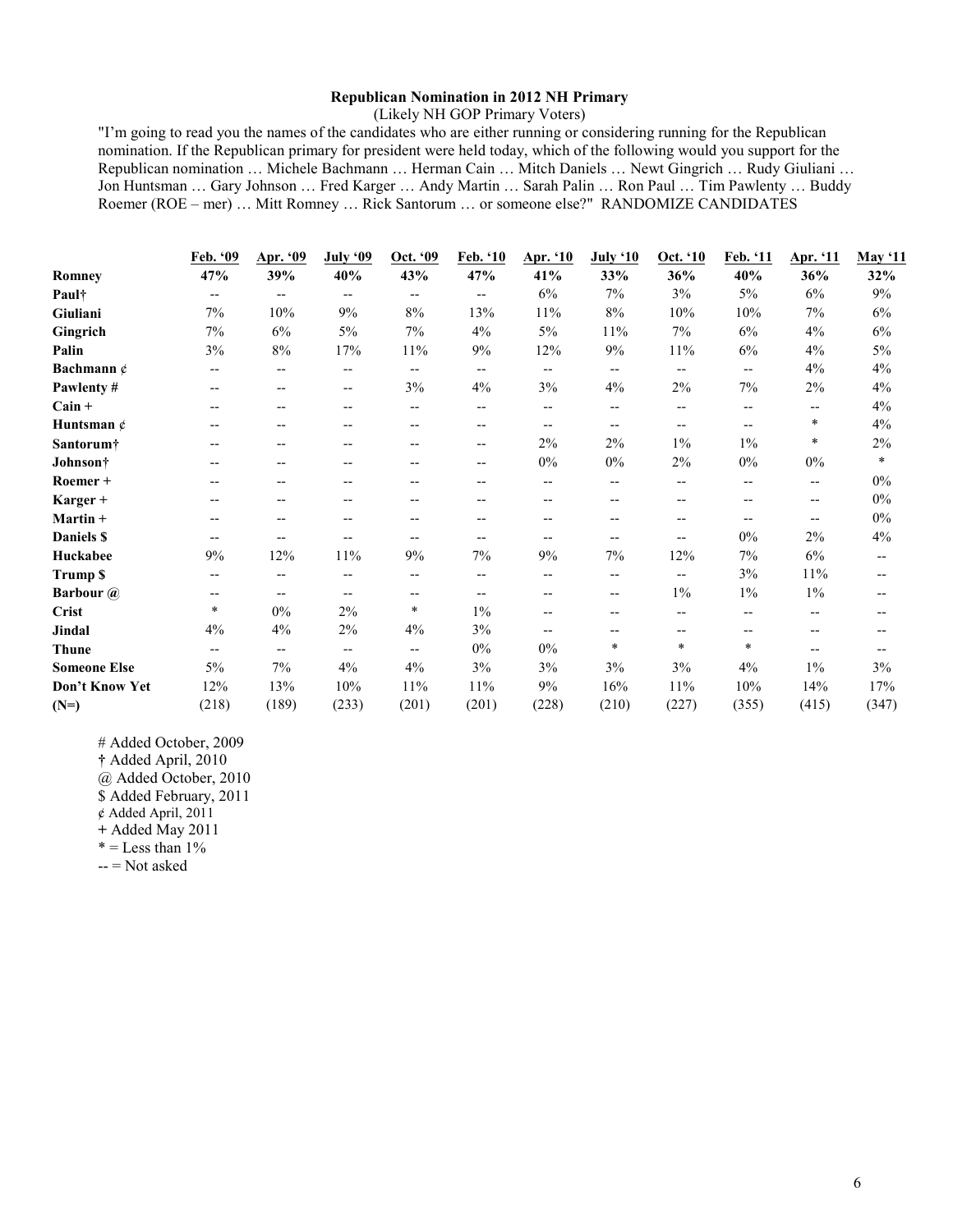**Republican Nomination in 2012 NH Primary**

(Likely NH GOP Primary Voters)

"I'm going to read you the names of the candidates who are either running or considering running for the Republican nomination. If the Republican primary for president were held today, which of the following would you support for the Republican nomination … Michele Bachmann … Herman Cain … Mitch Daniels … Newt Gingrich … Rudy Giuliani … Jon Huntsman … Gary Johnson … Fred Karger … Andy Martin … Sarah Palin … Ron Paul … Tim Pawlenty … Buddy Roemer (ROE – mer) … Mitt Romney … Rick Santorum … or someone else?" RANDOMIZE CANDIDATES

| | Feb. '09 | Apr. '09 | July '09 | Oct. '09 | Feb. '10 | Apr. '10 | July '10 | Oct. '10 | Feb. '11 | Apr. '11 | May '11 |
|---|---|---|---|---|---|---|---|---|---|---|---|
| **Romney** | **47%** | **39%** | **40%** | **43%** | **47%** | **41%** | **33%** | **36%** | **40%** | **36%** | **32%** |
| **Paul†** | -- | -- | -- | -- | -- | 6% | 7% | 3% | 5% | 6% | 9% |
| **Giuliani** | 7% | 10% | 9% | 8% | 13% | 11% | 8% | 10% | 10% | 7% | 6% |
| **Gingrich** | 7% | 6% | 5% | 7% | 4% | 5% | 11% | 7% | 6% | 4% | 6% |
| **Palin** | 3% | 8% | 17% | 11% | 9% | 12% | 9% | 11% | 6% | 4% | 5% |
| **Bachmann ¢** | -- | -- | -- | -- | -- | -- | -- | -- | -- | 4% | 4% |
| **Pawlenty #** | -- | -- | -- | 3% | 4% | 3% | 4% | 2% | 7% | 2% | 4% |
| **Cain +** | -- | -- | -- | -- | -- | -- | -- | -- | -- | -- | 4% |
| **Huntsman ¢** | -- | -- | -- | -- | -- | -- | -- | -- | -- | * | 4% |
| **Santorum†** | -- | -- | -- | -- | -- | 2% | 2% | 1% | 1% | * | 2% |
| **Johnson†** | -- | -- | -- | -- | -- | 0% | 0% | 2% | 0% | 0% | * |
| **Roemer +** | -- | -- | -- | -- | -- | -- | -- | -- | -- | -- | 0% |
| **Karger +** | -- | -- | -- | -- | -- | -- | -- | -- | -- | -- | 0% |
| **Martin +** | -- | -- | -- | -- | -- | -- | -- | -- | -- | -- | 0% |
| **Daniels $** | -- | -- | -- | -- | -- | -- | -- | -- | 0% | 2% | 4% |
| **Huckabee** | 9% | 12% | 11% | 9% | 7% | 9% | 7% | 12% | 7% | 6% | -- |
| **Trump $** | -- | -- | -- | -- | -- | -- | -- | -- | 3% | 11% | -- |
| **Barbour @** | -- | -- | -- | -- | -- | -- | -- | 1% | 1% | 1% | -- |
| **Crist** | * | 0% | 2% | * | 1% | -- | -- | -- | -- | -- | -- |
| **Jindal** | 4% | 4% | 2% | 4% | 3% | -- | -- | -- | -- | -- | -- |
| **Thune** | -- | -- | -- | -- | 0% | 0% | * | * | * | -- | -- |
| **Someone Else** | 5% | 7% | 4% | 4% | 3% | 3% | 3% | 3% | 4% | 1% | 3% |
| **Don't Know Yet** | 12% | 13% | 10% | 11% | 11% | 9% | 16% | 11% | 10% | 14% | 17% |
| **(N=)** | (218) | (189) | (233) | (201) | (201) | (228) | (210) | (227) | (355) | (415) | (347) |

# Added October, 2009
† Added April, 2010
@ Added October, 2010
$ Added February, 2011
¢ Added April, 2011
+ Added May 2011
* = Less than 1%
-- = Not asked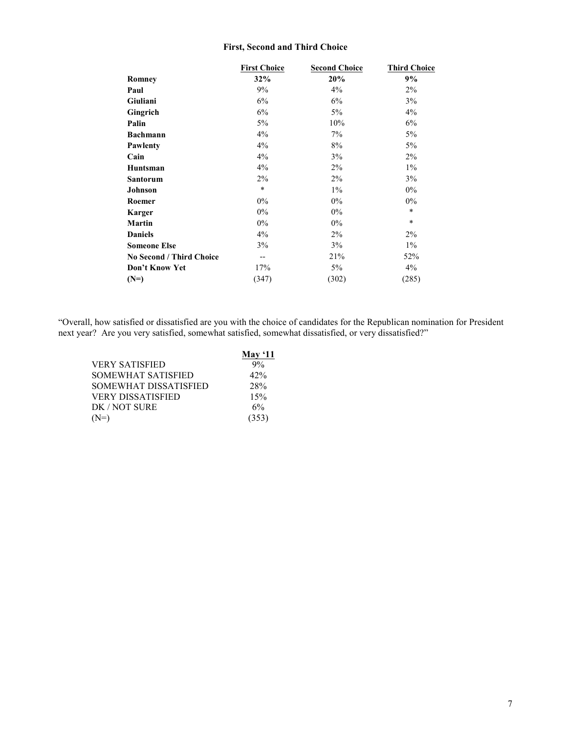### First, Second and Third Choice

| | First Choice | Second Choice | Third Choice |
|---|---|---|---|
| **Romney** | **32%** | **20%** | **9%** |
| **Paul** | 9% | 4% | 2% |
| **Giuliani** | 6% | 6% | 3% |
| **Gingrich** | 6% | 5% | 4% |
| **Palin** | 5% | 10% | 6% |
| **Bachmann** | 4% | 7% | 5% |
| **Pawlenty** | 4% | 8% | 5% |
| **Cain** | 4% | 3% | 2% |
| **Huntsman** | 4% | 2% | 1% |
| **Santorum** | 2% | 2% | 3% |
| **Johnson** | * | 1% | 0% |
| **Roemer** | 0% | 0% | 0% |
| **Karger** | 0% | 0% | * |
| **Martin** | 0% | 0% | * |
| **Daniels** | 4% | 2% | 2% |
| **Someone Else** | 3% | 3% | 1% |
| **No Second / Third Choice** | -- | 21% | 52% |
| **Don't Know Yet** | 17% | 5% | 4% |
| **(N=)** | (347) | (302) | (285) |

"Overall, how satisfied or dissatisfied are you with the choice of candidates for the Republican nomination for President next year? Are you very satisfied, somewhat satisfied, somewhat dissatisfied, or very dissatisfied?"

| | May '11 |
|---|---|
| VERY SATISFIED | 9% |
| SOMEWHAT SATISFIED | 42% |
| SOMEWHAT DISSATISFIED | 28% |
| VERY DISSATISFIED | 15% |
| DK / NOT SURE | 6% |
| (N=) | (353) |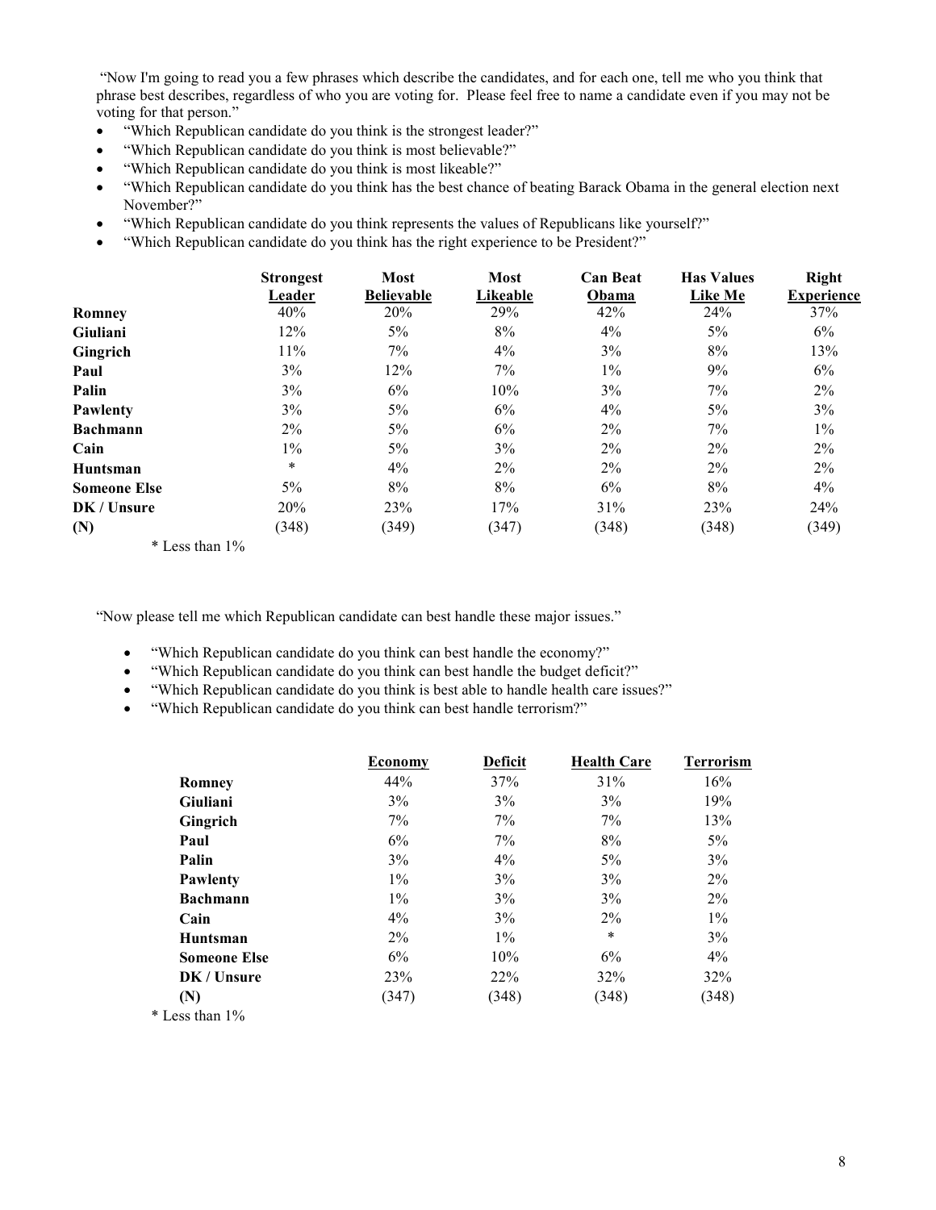"Now I'm going to read you a few phrases which describe the candidates, and for each one, tell me who you think that phrase best describes, regardless of who you are voting for. Please feel free to name a candidate even if you may not be voting for that person."

- "Which Republican candidate do you think is the strongest leader?"
- "Which Republican candidate do you think is most believable?"
- "Which Republican candidate do you think is most likeable?"
- "Which Republican candidate do you think has the best chance of beating Barack Obama in the general election next November?"
- "Which Republican candidate do you think represents the values of Republicans like yourself?"
- "Which Republican candidate do you think has the right experience to be President?"

| | Strongest Leader | Most Believable | Most Likeable | Can Beat Obama | Has Values Like Me | Right Experience |
|---|---|---|---|---|---|---|
| **Romney** | 40% | 20% | 29% | 42% | 24% | 37% |
| **Giuliani** | 12% | 5% | 8% | 4% | 5% | 6% |
| **Gingrich** | 11% | 7% | 4% | 3% | 8% | 13% |
| **Paul** | 3% | 12% | 7% | 1% | 9% | 6% |
| **Palin** | 3% | 6% | 10% | 3% | 7% | 2% |
| **Pawlenty** | 3% | 5% | 6% | 4% | 5% | 3% |
| **Bachmann** | 2% | 5% | 6% | 2% | 7% | 1% |
| **Cain** | 1% | 5% | 3% | 2% | 2% | 2% |
| **Huntsman** | * | 4% | 2% | 2% | 2% | 2% |
| **Someone Else** | 5% | 8% | 8% | 6% | 8% | 4% |
| **DK / Unsure** | 20% | 23% | 17% | 31% | 23% | 24% |
| **(N)** | (348) | (349) | (347) | (348) | (348) | (349) |

\* Less than 1%

"Now please tell me which Republican candidate can best handle these major issues."

- "Which Republican candidate do you think can best handle the economy?"
- "Which Republican candidate do you think can best handle the budget deficit?"
- "Which Republican candidate do you think is best able to handle health care issues?"
- "Which Republican candidate do you think can best handle terrorism?"

| | Economy | Deficit | Health Care | Terrorism |
|---|---|---|---|---|
| **Romney** | 44% | 37% | 31% | 16% |
| **Giuliani** | 3% | 3% | 3% | 19% |
| **Gingrich** | 7% | 7% | 7% | 13% |
| **Paul** | 6% | 7% | 8% | 5% |
| **Palin** | 3% | 4% | 5% | 3% |
| **Pawlenty** | 1% | 3% | 3% | 2% |
| **Bachmann** | 1% | 3% | 3% | 2% |
| **Cain** | 4% | 3% | 2% | 1% |
| **Huntsman** | 2% | 1% | * | 3% |
| **Someone Else** | 6% | 10% | 6% | 4% |
| **DK / Unsure** | 23% | 22% | 32% | 32% |
| **(N)** | (347) | (348) | (348) | (348) |

\* Less than 1%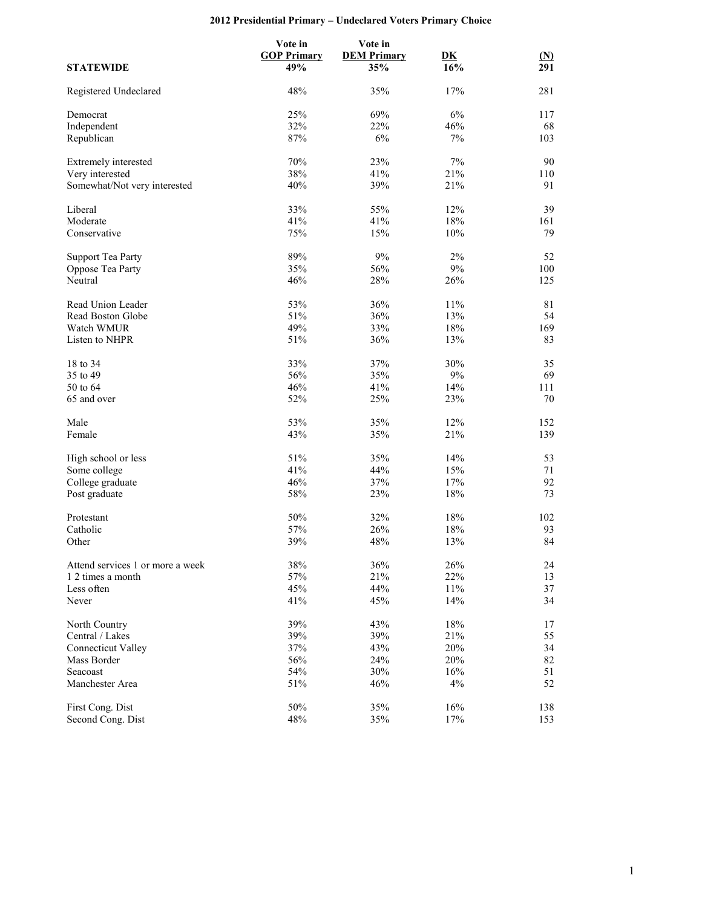# 2012 Presidential Primary – Undeclared Voters Primary Choice

| STATEWIDE | Vote in GOP Primary 49% | Vote in DEM Primary 35% | DK 16% | (N) 291 |
|---|---|---|---|---|
| Registered Undeclared | 48% | 35% | 17% | 281 |
| Democrat | 25% | 69% | 6% | 117 |
| Independent | 32% | 22% | 46% | 68 |
| Republican | 87% | 6% | 7% | 103 |
| Extremely interested | 70% | 23% | 7% | 90 |
| Very interested | 38% | 41% | 21% | 110 |
| Somewhat/Not very interested | 40% | 39% | 21% | 91 |
| Liberal | 33% | 55% | 12% | 39 |
| Moderate | 41% | 41% | 18% | 161 |
| Conservative | 75% | 15% | 10% | 79 |
| Support Tea Party | 89% | 9% | 2% | 52 |
| Oppose Tea Party | 35% | 56% | 9% | 100 |
| Neutral | 46% | 28% | 26% | 125 |
| Read Union Leader | 53% | 36% | 11% | 81 |
| Read Boston Globe | 51% | 36% | 13% | 54 |
| Watch WMUR | 49% | 33% | 18% | 169 |
| Listen to NHPR | 51% | 36% | 13% | 83 |
| 18 to 34 | 33% | 37% | 30% | 35 |
| 35 to 49 | 56% | 35% | 9% | 69 |
| 50 to 64 | 46% | 41% | 14% | 111 |
| 65 and over | 52% | 25% | 23% | 70 |
| Male | 53% | 35% | 12% | 152 |
| Female | 43% | 35% | 21% | 139 |
| High school or less | 51% | 35% | 14% | 53 |
| Some college | 41% | 44% | 15% | 71 |
| College graduate | 46% | 37% | 17% | 92 |
| Post graduate | 58% | 23% | 18% | 73 |
| Protestant | 50% | 32% | 18% | 102 |
| Catholic | 57% | 26% | 18% | 93 |
| Other | 39% | 48% | 13% | 84 |
| Attend services 1 or more a week | 38% | 36% | 26% | 24 |
| 1 2 times a month | 57% | 21% | 22% | 13 |
| Less often | 45% | 44% | 11% | 37 |
| Never | 41% | 45% | 14% | 34 |
| North Country | 39% | 43% | 18% | 17 |
| Central / Lakes | 39% | 39% | 21% | 55 |
| Connecticut Valley | 37% | 43% | 20% | 34 |
| Mass Border | 56% | 24% | 20% | 82 |
| Seacoast | 54% | 30% | 16% | 51 |
| Manchester Area | 51% | 46% | 4% | 52 |
| First Cong. Dist | 50% | 35% | 16% | 138 |
| Second Cong. Dist | 48% | 35% | 17% | 153 |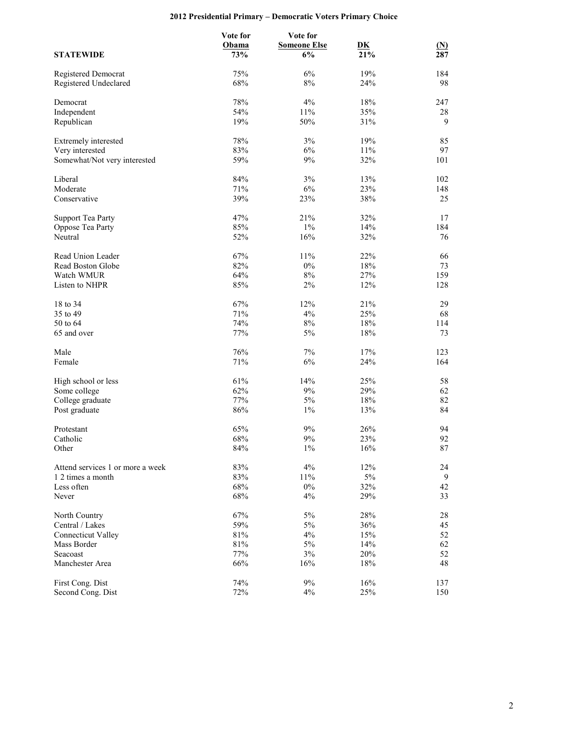## 2012 Presidential Primary – Democratic Voters Primary Choice

| STATEWIDE | Vote for Obama 73% | Vote for Someone Else 6% | DK 21% | (N) 287 |
|---|---|---|---|---|
| Registered Democrat | 75% | 6% | 19% | 184 |
| Registered Undeclared | 68% | 8% | 24% | 98 |
| | | | | |
| Democrat | 78% | 4% | 18% | 247 |
| Independent | 54% | 11% | 35% | 28 |
| Republican | 19% | 50% | 31% | 9 |
| | | | | |
| Extremely interested | 78% | 3% | 19% | 85 |
| Very interested | 83% | 6% | 11% | 97 |
| Somewhat/Not very interested | 59% | 9% | 32% | 101 |
| | | | | |
| Liberal | 84% | 3% | 13% | 102 |
| Moderate | 71% | 6% | 23% | 148 |
| Conservative | 39% | 23% | 38% | 25 |
| | | | | |
| Support Tea Party | 47% | 21% | 32% | 17 |
| Oppose Tea Party | 85% | 1% | 14% | 184 |
| Neutral | 52% | 16% | 32% | 76 |
| | | | | |
| Read Union Leader | 67% | 11% | 22% | 66 |
| Read Boston Globe | 82% | 0% | 18% | 73 |
| Watch WMUR | 64% | 8% | 27% | 159 |
| Listen to NHPR | 85% | 2% | 12% | 128 |
| | | | | |
| 18 to 34 | 67% | 12% | 21% | 29 |
| 35 to 49 | 71% | 4% | 25% | 68 |
| 50 to 64 | 74% | 8% | 18% | 114 |
| 65 and over | 77% | 5% | 18% | 73 |
| | | | | |
| Male | 76% | 7% | 17% | 123 |
| Female | 71% | 6% | 24% | 164 |
| | | | | |
| High school or less | 61% | 14% | 25% | 58 |
| Some college | 62% | 9% | 29% | 62 |
| College graduate | 77% | 5% | 18% | 82 |
| Post graduate | 86% | 1% | 13% | 84 |
| | | | | |
| Protestant | 65% | 9% | 26% | 94 |
| Catholic | 68% | 9% | 23% | 92 |
| Other | 84% | 1% | 16% | 87 |
| | | | | |
| Attend services 1 or more a week | 83% | 4% | 12% | 24 |
| 1 2 times a month | 83% | 11% | 5% | 9 |
| Less often | 68% | 0% | 32% | 42 |
| Never | 68% | 4% | 29% | 33 |
| | | | | |
| North Country | 67% | 5% | 28% | 28 |
| Central / Lakes | 59% | 5% | 36% | 45 |
| Connecticut Valley | 81% | 4% | 15% | 52 |
| Mass Border | 81% | 5% | 14% | 62 |
| Seacoast | 77% | 3% | 20% | 52 |
| Manchester Area | 66% | 16% | 18% | 48 |
| | | | | |
| First Cong. Dist | 74% | 9% | 16% | 137 |
| Second Cong. Dist | 72% | 4% | 25% | 150 |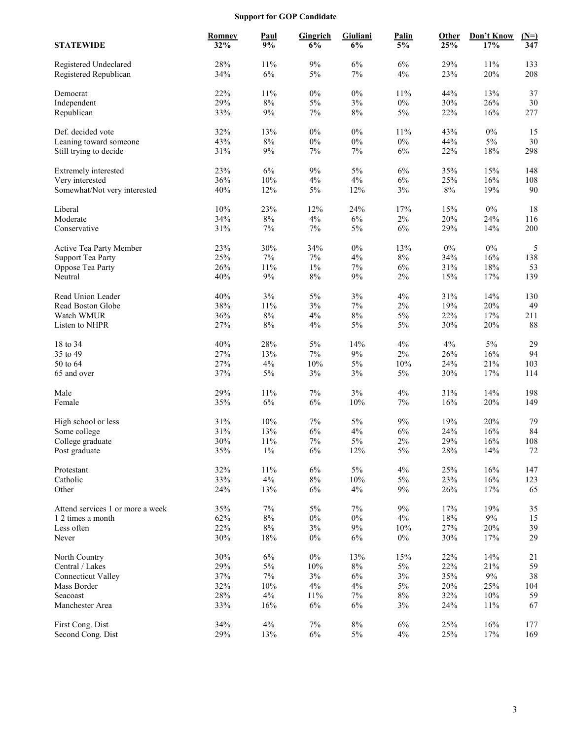# Support for GOP Candidate

| STATEWIDE | Romney 32% | Paul 9% | Gingrich 6% | Giuliani 6% | Palin 5% | Other 25% | Don't Know 17% | (N=) 347 |
|---|---|---|---|---|---|---|---|---|
| Registered Undeclared | 28% | 11% | 9% | 6% | 6% | 29% | 11% | 133 |
| Registered Republican | 34% | 6% | 5% | 7% | 4% | 23% | 20% | 208 |
| Democrat | 22% | 11% | 0% | 0% | 11% | 44% | 13% | 37 |
| Independent | 29% | 8% | 5% | 3% | 0% | 30% | 26% | 30 |
| Republican | 33% | 9% | 7% | 8% | 5% | 22% | 16% | 277 |
| Def. decided vote | 32% | 13% | 0% | 0% | 11% | 43% | 0% | 15 |
| Leaning toward someone | 43% | 8% | 0% | 0% | 0% | 44% | 5% | 30 |
| Still trying to decide | 31% | 9% | 7% | 7% | 6% | 22% | 18% | 298 |
| Extremely interested | 23% | 6% | 9% | 5% | 6% | 35% | 15% | 148 |
| Very interested | 36% | 10% | 4% | 4% | 6% | 25% | 16% | 108 |
| Somewhat/Not very interested | 40% | 12% | 5% | 12% | 3% | 8% | 19% | 90 |
| Liberal | 10% | 23% | 12% | 24% | 17% | 15% | 0% | 18 |
| Moderate | 34% | 8% | 4% | 6% | 2% | 20% | 24% | 116 |
| Conservative | 31% | 7% | 7% | 5% | 6% | 29% | 14% | 200 |
| Active Tea Party Member | 23% | 30% | 34% | 0% | 13% | 0% | 0% | 5 |
| Support Tea Party | 25% | 7% | 7% | 4% | 8% | 34% | 16% | 138 |
| Oppose Tea Party | 26% | 11% | 1% | 7% | 6% | 31% | 18% | 53 |
| Neutral | 40% | 9% | 8% | 9% | 2% | 15% | 17% | 139 |
| Read Union Leader | 40% | 3% | 5% | 3% | 4% | 31% | 14% | 130 |
| Read Boston Globe | 38% | 11% | 3% | 7% | 2% | 19% | 20% | 49 |
| Watch WMUR | 36% | 8% | 4% | 8% | 5% | 22% | 17% | 211 |
| Listen to NHPR | 27% | 8% | 4% | 5% | 5% | 30% | 20% | 88 |
| 18 to 34 | 40% | 28% | 5% | 14% | 4% | 4% | 5% | 29 |
| 35 to 49 | 27% | 13% | 7% | 9% | 2% | 26% | 16% | 94 |
| 50 to 64 | 27% | 4% | 10% | 5% | 10% | 24% | 21% | 103 |
| 65 and over | 37% | 5% | 3% | 3% | 5% | 30% | 17% | 114 |
| Male | 29% | 11% | 7% | 3% | 4% | 31% | 14% | 198 |
| Female | 35% | 6% | 6% | 10% | 7% | 16% | 20% | 149 |
| High school or less | 31% | 10% | 7% | 5% | 9% | 19% | 20% | 79 |
| Some college | 31% | 13% | 6% | 4% | 6% | 24% | 16% | 84 |
| College graduate | 30% | 11% | 7% | 5% | 2% | 29% | 16% | 108 |
| Post graduate | 35% | 1% | 6% | 12% | 5% | 28% | 14% | 72 |
| Protestant | 32% | 11% | 6% | 5% | 4% | 25% | 16% | 147 |
| Catholic | 33% | 4% | 8% | 10% | 5% | 23% | 16% | 123 |
| Other | 24% | 13% | 6% | 4% | 9% | 26% | 17% | 65 |
| Attend services 1 or more a week | 35% | 7% | 5% | 7% | 9% | 17% | 19% | 35 |
| 1 2 times a month | 62% | 8% | 0% | 0% | 4% | 18% | 9% | 15 |
| Less often | 22% | 8% | 3% | 9% | 10% | 27% | 20% | 39 |
| Never | 30% | 18% | 0% | 6% | 0% | 30% | 17% | 29 |
| North Country | 30% | 6% | 0% | 13% | 15% | 22% | 14% | 21 |
| Central / Lakes | 29% | 5% | 10% | 8% | 5% | 22% | 21% | 59 |
| Connecticut Valley | 37% | 7% | 3% | 6% | 3% | 35% | 9% | 38 |
| Mass Border | 32% | 10% | 4% | 4% | 5% | 20% | 25% | 104 |
| Seacoast | 28% | 4% | 11% | 7% | 8% | 32% | 10% | 59 |
| Manchester Area | 33% | 16% | 6% | 6% | 3% | 24% | 11% | 67 |
| First Cong. Dist | 34% | 4% | 7% | 8% | 6% | 25% | 16% | 177 |
| Second Cong. Dist | 29% | 13% | 6% | 5% | 4% | 25% | 17% | 169 |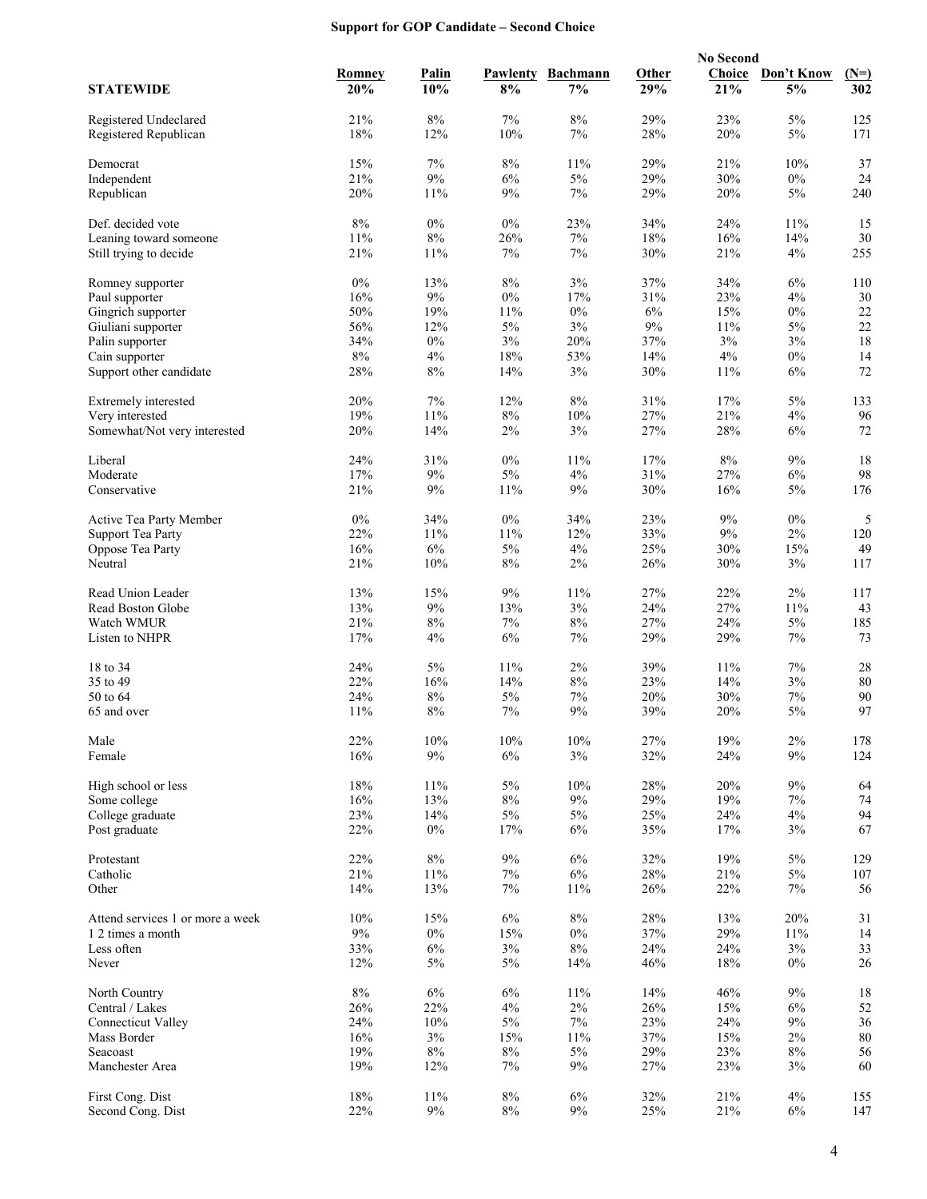# Support for GOP Candidate – Second Choice

| STATEWIDE | Romney 20% | Palin 10% | Pawlenty 8% | Bachmann 7% | Other 29% | No Second Choice 21% | Don't Know 5% | (N=) 302 |
|---|---|---|---|---|---|---|---|---|
| Registered Undeclared | 21% | 8% | 7% | 8% | 29% | 23% | 5% | 125 |
| Registered Republican | 18% | 12% | 10% | 7% | 28% | 20% | 5% | 171 |
| | | | | | | | | |
| Democrat | 15% | 7% | 8% | 11% | 29% | 21% | 10% | 37 |
| Independent | 21% | 9% | 6% | 5% | 29% | 30% | 0% | 24 |
| Republican | 20% | 11% | 9% | 7% | 29% | 20% | 5% | 240 |
| | | | | | | | | |
| Def. decided vote | 8% | 0% | 0% | 23% | 34% | 24% | 11% | 15 |
| Leaning toward someone | 11% | 8% | 26% | 7% | 18% | 16% | 14% | 30 |
| Still trying to decide | 21% | 11% | 7% | 7% | 30% | 21% | 4% | 255 |
| | | | | | | | | |
| Romney supporter | 0% | 13% | 8% | 3% | 37% | 34% | 6% | 110 |
| Paul supporter | 16% | 9% | 0% | 17% | 31% | 23% | 4% | 30 |
| Gingrich supporter | 50% | 19% | 11% | 0% | 6% | 15% | 0% | 22 |
| Giuliani supporter | 56% | 12% | 5% | 3% | 9% | 11% | 5% | 22 |
| Palin supporter | 34% | 0% | 3% | 20% | 37% | 3% | 3% | 18 |
| Cain supporter | 8% | 4% | 18% | 53% | 14% | 4% | 0% | 14 |
| Support other candidate | 28% | 8% | 14% | 3% | 30% | 11% | 6% | 72 |
| | | | | | | | | |
| Extremely interested | 20% | 7% | 12% | 8% | 31% | 17% | 5% | 133 |
| Very interested | 19% | 11% | 8% | 10% | 27% | 21% | 4% | 96 |
| Somewhat/Not very interested | 20% | 14% | 2% | 3% | 27% | 28% | 6% | 72 |
| | | | | | | | | |
| Liberal | 24% | 31% | 0% | 11% | 17% | 8% | 9% | 18 |
| Moderate | 17% | 9% | 5% | 4% | 31% | 27% | 6% | 98 |
| Conservative | 21% | 9% | 11% | 9% | 30% | 16% | 5% | 176 |
| | | | | | | | | |
| Active Tea Party Member | 0% | 34% | 0% | 34% | 23% | 9% | 0% | 5 |
| Support Tea Party | 22% | 11% | 11% | 12% | 33% | 9% | 2% | 120 |
| Oppose Tea Party | 16% | 6% | 5% | 4% | 25% | 30% | 15% | 49 |
| Neutral | 21% | 10% | 8% | 2% | 26% | 30% | 3% | 117 |
| | | | | | | | | |
| Read Union Leader | 13% | 15% | 9% | 11% | 27% | 22% | 2% | 117 |
| Read Boston Globe | 13% | 9% | 13% | 3% | 24% | 27% | 11% | 43 |
| Watch WMUR | 21% | 8% | 7% | 8% | 27% | 24% | 5% | 185 |
| Listen to NHPR | 17% | 4% | 6% | 7% | 29% | 29% | 7% | 73 |
| | | | | | | | | |
| 18 to 34 | 24% | 5% | 11% | 2% | 39% | 11% | 7% | 28 |
| 35 to 49 | 22% | 16% | 14% | 8% | 23% | 14% | 3% | 80 |
| 50 to 64 | 24% | 8% | 5% | 7% | 20% | 30% | 7% | 90 |
| 65 and over | 11% | 8% | 7% | 9% | 39% | 20% | 5% | 97 |
| | | | | | | | | |
| Male | 22% | 10% | 10% | 10% | 27% | 19% | 2% | 178 |
| Female | 16% | 9% | 6% | 3% | 32% | 24% | 9% | 124 |
| | | | | | | | | |
| High school or less | 18% | 11% | 5% | 10% | 28% | 20% | 9% | 64 |
| Some college | 16% | 13% | 8% | 9% | 29% | 19% | 7% | 74 |
| College graduate | 23% | 14% | 5% | 5% | 25% | 24% | 4% | 94 |
| Post graduate | 22% | 0% | 17% | 6% | 35% | 17% | 3% | 67 |
| | | | | | | | | |
| Protestant | 22% | 8% | 9% | 6% | 32% | 19% | 5% | 129 |
| Catholic | 21% | 11% | 7% | 6% | 28% | 21% | 5% | 107 |
| Other | 14% | 13% | 7% | 11% | 26% | 22% | 7% | 56 |
| | | | | | | | | |
| Attend services 1 or more a week | 10% | 15% | 6% | 8% | 28% | 13% | 20% | 31 |
| 1 2 times a month | 9% | 0% | 15% | 0% | 37% | 29% | 11% | 14 |
| Less often | 33% | 6% | 3% | 8% | 24% | 24% | 3% | 33 |
| Never | 12% | 5% | 5% | 14% | 46% | 18% | 0% | 26 |
| | | | | | | | | |
| North Country | 8% | 6% | 6% | 11% | 14% | 46% | 9% | 18 |
| Central / Lakes | 26% | 22% | 4% | 2% | 26% | 15% | 6% | 52 |
| Connecticut Valley | 24% | 10% | 5% | 7% | 23% | 24% | 9% | 36 |
| Mass Border | 16% | 3% | 15% | 11% | 37% | 15% | 2% | 80 |
| Seacoast | 19% | 8% | 8% | 5% | 29% | 23% | 8% | 56 |
| Manchester Area | 19% | 12% | 7% | 9% | 27% | 23% | 3% | 60 |
| | | | | | | | | |
| First Cong. Dist | 18% | 11% | 8% | 6% | 32% | 21% | 4% | 155 |
| Second Cong. Dist | 22% | 9% | 8% | 9% | 25% | 21% | 6% | 147 |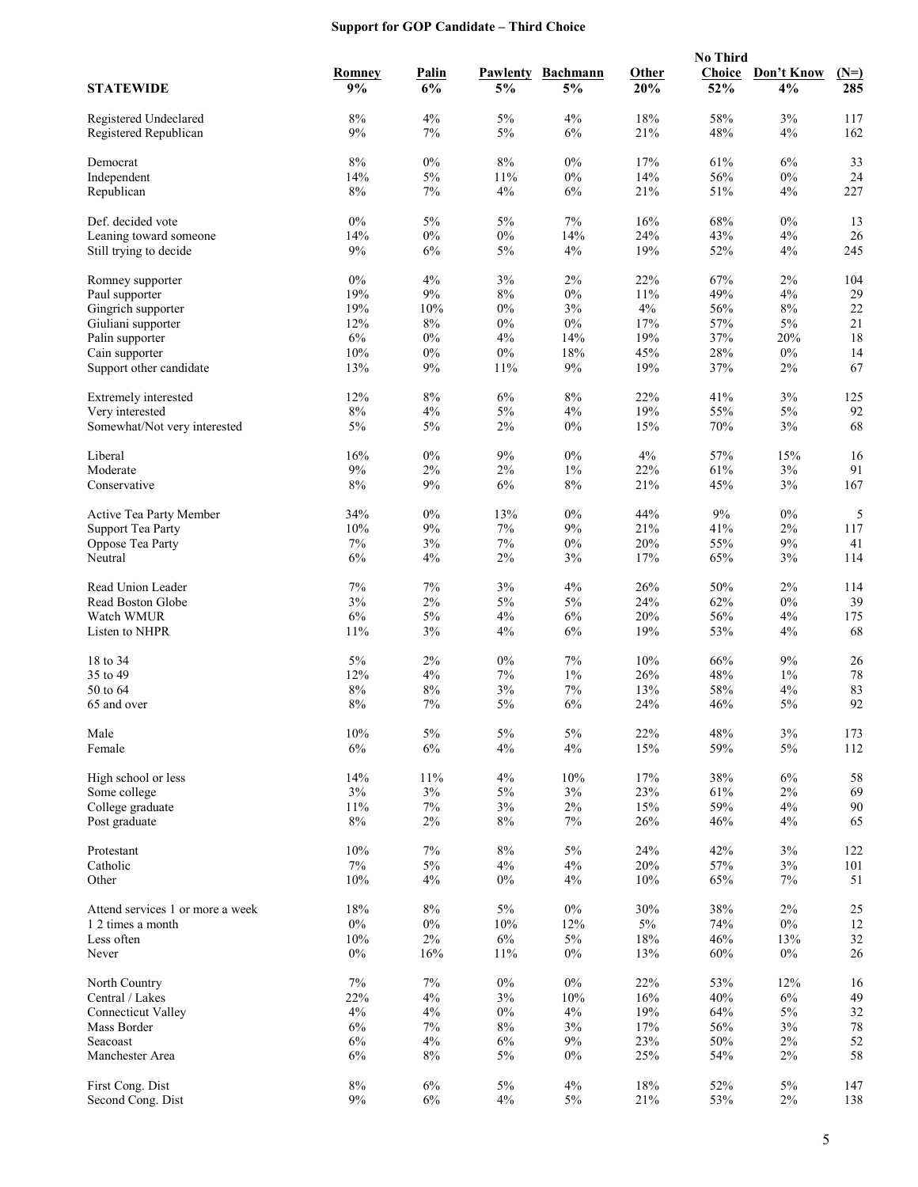# Support for GOP Candidate – Third Choice

| STATEWIDE | Romney 9% | Palin 6% | Pawlenty 5% | Bachmann 5% | Other 20% | No Third Choice 52% | Don't Know 4% | (N=) 285 |
|---|---|---|---|---|---|---|---|---|
| Registered Undeclared | 8% | 4% | 5% | 4% | 18% | 58% | 3% | 117 |
| Registered Republican | 9% | 7% | 5% | 6% | 21% | 48% | 4% | 162 |
| Democrat | 8% | 0% | 8% | 0% | 17% | 61% | 6% | 33 |
| Independent | 14% | 5% | 11% | 0% | 14% | 56% | 0% | 24 |
| Republican | 8% | 7% | 4% | 6% | 21% | 51% | 4% | 227 |
| Def. decided vote | 0% | 5% | 5% | 7% | 16% | 68% | 0% | 13 |
| Leaning toward someone | 14% | 0% | 0% | 14% | 24% | 43% | 4% | 26 |
| Still trying to decide | 9% | 6% | 5% | 4% | 19% | 52% | 4% | 245 |
| Romney supporter | 0% | 4% | 3% | 2% | 22% | 67% | 2% | 104 |
| Paul supporter | 19% | 9% | 8% | 0% | 11% | 49% | 4% | 29 |
| Gingrich supporter | 19% | 10% | 0% | 3% | 4% | 56% | 8% | 22 |
| Giuliani supporter | 12% | 8% | 0% | 0% | 17% | 57% | 5% | 21 |
| Palin supporter | 6% | 0% | 4% | 14% | 19% | 37% | 20% | 18 |
| Cain supporter | 10% | 0% | 0% | 18% | 45% | 28% | 0% | 14 |
| Support other candidate | 13% | 9% | 11% | 9% | 19% | 37% | 2% | 67 |
| Extremely interested | 12% | 8% | 6% | 8% | 22% | 41% | 3% | 125 |
| Very interested | 8% | 4% | 5% | 4% | 19% | 55% | 5% | 92 |
| Somewhat/Not very interested | 5% | 5% | 2% | 0% | 15% | 70% | 3% | 68 |
| Liberal | 16% | 0% | 9% | 0% | 4% | 57% | 15% | 16 |
| Moderate | 9% | 2% | 2% | 1% | 22% | 61% | 3% | 91 |
| Conservative | 8% | 9% | 6% | 8% | 21% | 45% | 3% | 167 |
| Active Tea Party Member | 34% | 0% | 13% | 0% | 44% | 9% | 0% | 5 |
| Support Tea Party | 10% | 9% | 7% | 9% | 21% | 41% | 2% | 117 |
| Oppose Tea Party | 7% | 3% | 7% | 0% | 20% | 55% | 9% | 41 |
| Neutral | 6% | 4% | 2% | 3% | 17% | 65% | 3% | 114 |
| Read Union Leader | 7% | 7% | 3% | 4% | 26% | 50% | 2% | 114 |
| Read Boston Globe | 3% | 2% | 5% | 5% | 24% | 62% | 0% | 39 |
| Watch WMUR | 6% | 5% | 4% | 6% | 20% | 56% | 4% | 175 |
| Listen to NHPR | 11% | 3% | 4% | 6% | 19% | 53% | 4% | 68 |
| 18 to 34 | 5% | 2% | 0% | 7% | 10% | 66% | 9% | 26 |
| 35 to 49 | 12% | 4% | 7% | 1% | 26% | 48% | 1% | 78 |
| 50 to 64 | 8% | 8% | 3% | 7% | 13% | 58% | 4% | 83 |
| 65 and over | 8% | 7% | 5% | 6% | 24% | 46% | 5% | 92 |
| Male | 10% | 5% | 5% | 5% | 22% | 48% | 3% | 173 |
| Female | 6% | 6% | 4% | 4% | 15% | 59% | 5% | 112 |
| High school or less | 14% | 11% | 4% | 10% | 17% | 38% | 6% | 58 |
| Some college | 3% | 3% | 5% | 3% | 23% | 61% | 2% | 69 |
| College graduate | 11% | 7% | 3% | 2% | 15% | 59% | 4% | 90 |
| Post graduate | 8% | 2% | 8% | 7% | 26% | 46% | 4% | 65 |
| Protestant | 10% | 7% | 8% | 5% | 24% | 42% | 3% | 122 |
| Catholic | 7% | 5% | 4% | 4% | 20% | 57% | 3% | 101 |
| Other | 10% | 4% | 0% | 4% | 10% | 65% | 7% | 51 |
| Attend services 1 or more a week | 18% | 8% | 5% | 0% | 30% | 38% | 2% | 25 |
| 1 2 times a month | 0% | 0% | 10% | 12% | 5% | 74% | 0% | 12 |
| Less often | 10% | 2% | 6% | 5% | 18% | 46% | 13% | 32 |
| Never | 0% | 16% | 11% | 0% | 13% | 60% | 0% | 26 |
| North Country | 7% | 7% | 0% | 0% | 22% | 53% | 12% | 16 |
| Central / Lakes | 22% | 4% | 3% | 10% | 16% | 40% | 6% | 49 |
| Connecticut Valley | 4% | 4% | 0% | 4% | 19% | 64% | 5% | 32 |
| Mass Border | 6% | 7% | 8% | 3% | 17% | 56% | 3% | 78 |
| Seacoast | 6% | 4% | 6% | 9% | 23% | 50% | 2% | 52 |
| Manchester Area | 6% | 8% | 5% | 0% | 25% | 54% | 2% | 58 |
| First Cong. Dist | 8% | 6% | 5% | 4% | 18% | 52% | 5% | 147 |
| Second Cong. Dist | 9% | 6% | 4% | 5% | 21% | 53% | 2% | 138 |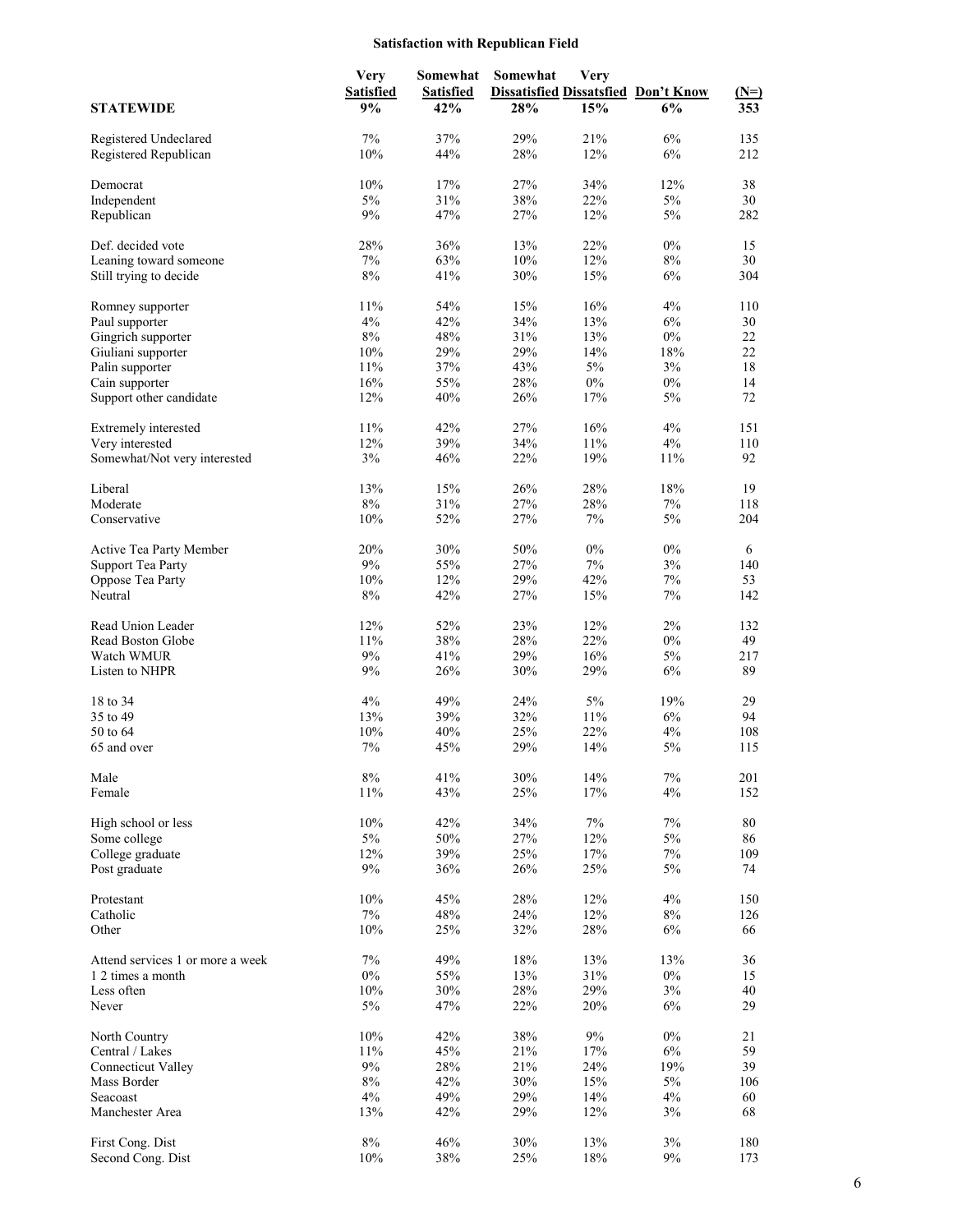## Satisfaction with Republican Field

| STATEWIDE | Very Satisfied | Somewhat Satisfied | Somewhat Dissatisfied | Very Dissatsfied | Don't Know | (N=) |
|---|---|---|---|---|---|---|
| | 9% | 42% | 28% | 15% | 6% | 353 |
| Registered Undeclared | 7% | 37% | 29% | 21% | 6% | 135 |
| Registered Republican | 10% | 44% | 28% | 12% | 6% | 212 |
| Democrat | 10% | 17% | 27% | 34% | 12% | 38 |
| Independent | 5% | 31% | 38% | 22% | 5% | 30 |
| Republican | 9% | 47% | 27% | 12% | 5% | 282 |
| Def. decided vote | 28% | 36% | 13% | 22% | 0% | 15 |
| Leaning toward someone | 7% | 63% | 10% | 12% | 8% | 30 |
| Still trying to decide | 8% | 41% | 30% | 15% | 6% | 304 |
| Romney supporter | 11% | 54% | 15% | 16% | 4% | 110 |
| Paul supporter | 4% | 42% | 34% | 13% | 6% | 30 |
| Gingrich supporter | 8% | 48% | 31% | 13% | 0% | 22 |
| Giuliani supporter | 10% | 29% | 29% | 14% | 18% | 22 |
| Palin supporter | 11% | 37% | 43% | 5% | 3% | 18 |
| Cain supporter | 16% | 55% | 28% | 0% | 0% | 14 |
| Support other candidate | 12% | 40% | 26% | 17% | 5% | 72 |
| Extremely interested | 11% | 42% | 27% | 16% | 4% | 151 |
| Very interested | 12% | 39% | 34% | 11% | 4% | 110 |
| Somewhat/Not very interested | 3% | 46% | 22% | 19% | 11% | 92 |
| Liberal | 13% | 15% | 26% | 28% | 18% | 19 |
| Moderate | 8% | 31% | 27% | 28% | 7% | 118 |
| Conservative | 10% | 52% | 27% | 7% | 5% | 204 |
| Active Tea Party Member | 20% | 30% | 50% | 0% | 0% | 6 |
| Support Tea Party | 9% | 55% | 27% | 7% | 3% | 140 |
| Oppose Tea Party | 10% | 12% | 29% | 42% | 7% | 53 |
| Neutral | 8% | 42% | 27% | 15% | 7% | 142 |
| Read Union Leader | 12% | 52% | 23% | 12% | 2% | 132 |
| Read Boston Globe | 11% | 38% | 28% | 22% | 0% | 49 |
| Watch WMUR | 9% | 41% | 29% | 16% | 5% | 217 |
| Listen to NHPR | 9% | 26% | 30% | 29% | 6% | 89 |
| 18 to 34 | 4% | 49% | 24% | 5% | 19% | 29 |
| 35 to 49 | 13% | 39% | 32% | 11% | 6% | 94 |
| 50 to 64 | 10% | 40% | 25% | 22% | 4% | 108 |
| 65 and over | 7% | 45% | 29% | 14% | 5% | 115 |
| Male | 8% | 41% | 30% | 14% | 7% | 201 |
| Female | 11% | 43% | 25% | 17% | 4% | 152 |
| High school or less | 10% | 42% | 34% | 7% | 7% | 80 |
| Some college | 5% | 50% | 27% | 12% | 5% | 86 |
| College graduate | 12% | 39% | 25% | 17% | 7% | 109 |
| Post graduate | 9% | 36% | 26% | 25% | 5% | 74 |
| Protestant | 10% | 45% | 28% | 12% | 4% | 150 |
| Catholic | 7% | 48% | 24% | 12% | 8% | 126 |
| Other | 10% | 25% | 32% | 28% | 6% | 66 |
| Attend services 1 or more a week | 7% | 49% | 18% | 13% | 13% | 36 |
| 1 2 times a month | 0% | 55% | 13% | 31% | 0% | 15 |
| Less often | 10% | 30% | 28% | 29% | 3% | 40 |
| Never | 5% | 47% | 22% | 20% | 6% | 29 |
| North Country | 10% | 42% | 38% | 9% | 0% | 21 |
| Central / Lakes | 11% | 45% | 21% | 17% | 6% | 59 |
| Connecticut Valley | 9% | 28% | 21% | 24% | 19% | 39 |
| Mass Border | 8% | 42% | 30% | 15% | 5% | 106 |
| Seacoast | 4% | 49% | 29% | 14% | 4% | 60 |
| Manchester Area | 13% | 42% | 29% | 12% | 3% | 68 |
| First Cong. Dist | 8% | 46% | 30% | 13% | 3% | 180 |
| Second Cong. Dist | 10% | 38% | 25% | 18% | 9% | 173 |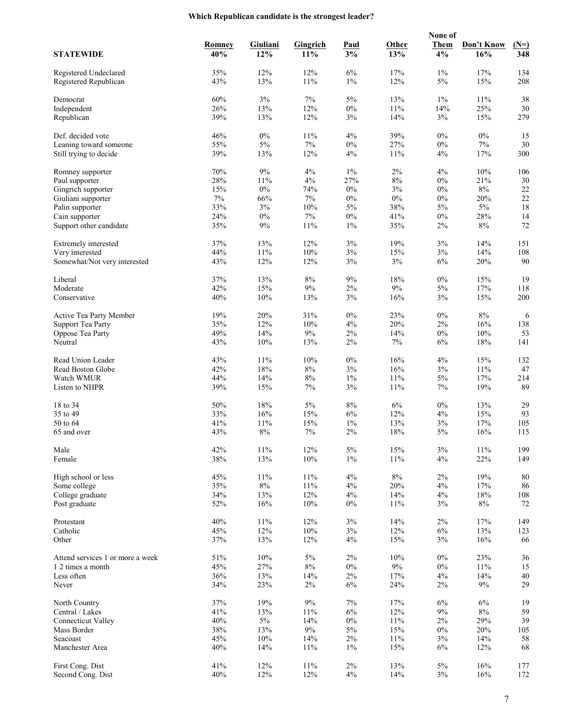**Which Republican candidate is the strongest leader?**

| STATEWIDE | Romney 40% | Giuliani 12% | Gingrich 11% | Paul 3% | Other 13% | None of Them 4% | Don't Know 16% | (N=) 348 |
|---|---|---|---|---|---|---|---|---|
| Registered Undeclared | 35% | 12% | 12% | 6% | 17% | 1% | 17% | 134 |
| Registered Republican | 43% | 13% | 11% | 1% | 12% | 5% | 15% | 208 |
| | | | | | | | | |
| Democrat | 60% | 3% | 7% | 5% | 13% | 1% | 11% | 38 |
| Independent | 26% | 13% | 12% | 0% | 11% | 14% | 25% | 30 |
| Republican | 39% | 13% | 12% | 3% | 14% | 3% | 15% | 279 |
| | | | | | | | | |
| Def. decided vote | 46% | 0% | 11% | 4% | 39% | 0% | 0% | 15 |
| Leaning toward someone | 55% | 5% | 7% | 0% | 27% | 0% | 7% | 30 |
| Still trying to decide | 39% | 13% | 12% | 4% | 11% | 4% | 17% | 300 |
| | | | | | | | | |
| Romney supporter | 70% | 9% | 4% | 1% | 2% | 4% | 10% | 106 |
| Paul supporter | 28% | 11% | 4% | 27% | 8% | 0% | 21% | 30 |
| Gingrich supporter | 15% | 0% | 74% | 0% | 3% | 0% | 8% | 22 |
| Giuliani supporter | 7% | 66% | 7% | 0% | 0% | 0% | 20% | 22 |
| Palin supporter | 33% | 3% | 10% | 5% | 38% | 5% | 5% | 18 |
| Cain supporter | 24% | 0% | 7% | 0% | 41% | 0% | 28% | 14 |
| Support other candidate | 35% | 9% | 11% | 1% | 35% | 2% | 8% | 72 |
| | | | | | | | | |
| Extremely interested | 37% | 13% | 12% | 3% | 19% | 3% | 14% | 151 |
| Very interested | 44% | 11% | 10% | 3% | 15% | 3% | 14% | 108 |
| Somewhat/Not very interested | 43% | 12% | 12% | 3% | 3% | 6% | 20% | 90 |
| | | | | | | | | |
| Liberal | 37% | 13% | 8% | 9% | 18% | 0% | 15% | 19 |
| Moderate | 42% | 15% | 9% | 2% | 9% | 5% | 17% | 118 |
| Conservative | 40% | 10% | 13% | 3% | 16% | 3% | 15% | 200 |
| | | | | | | | | |
| Active Tea Party Member | 19% | 20% | 31% | 0% | 23% | 0% | 8% | 6 |
| Support Tea Party | 35% | 12% | 10% | 4% | 20% | 2% | 16% | 138 |
| Oppose Tea Party | 49% | 14% | 9% | 2% | 14% | 0% | 10% | 53 |
| Neutral | 43% | 10% | 13% | 2% | 7% | 6% | 18% | 141 |
| | | | | | | | | |
| Read Union Leader | 43% | 11% | 10% | 0% | 16% | 4% | 15% | 132 |
| Read Boston Globe | 42% | 18% | 8% | 3% | 16% | 3% | 11% | 47 |
| Watch WMUR | 44% | 14% | 8% | 1% | 11% | 5% | 17% | 214 |
| Listen to NHPR | 39% | 15% | 7% | 3% | 11% | 7% | 19% | 89 |
| | | | | | | | | |
| 18 to 34 | 50% | 18% | 5% | 8% | 6% | 0% | 13% | 29 |
| 35 to 49 | 33% | 16% | 15% | 6% | 12% | 4% | 15% | 93 |
| 50 to 64 | 41% | 11% | 15% | 1% | 13% | 3% | 17% | 105 |
| 65 and over | 43% | 8% | 7% | 2% | 18% | 5% | 16% | 115 |
| | | | | | | | | |
| Male | 42% | 11% | 12% | 5% | 15% | 3% | 11% | 199 |
| Female | 38% | 13% | 10% | 1% | 11% | 4% | 22% | 149 |
| | | | | | | | | |
| High school or less | 45% | 11% | 11% | 4% | 8% | 2% | 19% | 80 |
| Some college | 35% | 8% | 11% | 4% | 20% | 4% | 17% | 86 |
| College graduate | 34% | 13% | 12% | 4% | 14% | 4% | 18% | 108 |
| Post graduate | 52% | 16% | 10% | 0% | 11% | 3% | 8% | 72 |
| | | | | | | | | |
| Protestant | 40% | 11% | 12% | 3% | 14% | 2% | 17% | 149 |
| Catholic | 45% | 12% | 10% | 3% | 12% | 6% | 13% | 123 |
| Other | 37% | 13% | 12% | 4% | 15% | 3% | 16% | 66 |
| | | | | | | | | |
| Attend services 1 or more a week | 51% | 10% | 5% | 2% | 10% | 0% | 23% | 36 |
| 1 2 times a month | 45% | 27% | 8% | 0% | 9% | 0% | 11% | 15 |
| Less often | 36% | 13% | 14% | 2% | 17% | 4% | 14% | 40 |
| Never | 34% | 23% | 2% | 6% | 24% | 2% | 9% | 29 |
| | | | | | | | | |
| North Country | 37% | 19% | 9% | 7% | 17% | 6% | 6% | 19 |
| Central / Lakes | 41% | 13% | 11% | 6% | 12% | 9% | 8% | 59 |
| Connecticut Valley | 40% | 5% | 14% | 0% | 11% | 2% | 29% | 39 |
| Mass Border | 38% | 13% | 9% | 5% | 15% | 0% | 20% | 105 |
| Seacoast | 45% | 10% | 14% | 2% | 11% | 3% | 14% | 58 |
| Manchester Area | 40% | 14% | 11% | 1% | 15% | 6% | 12% | 68 |
| | | | | | | | | |
| First Cong. Dist | 41% | 12% | 11% | 2% | 13% | 5% | 16% | 177 |
| Second Cong. Dist | 40% | 12% | 12% | 4% | 14% | 3% | 16% | 172 |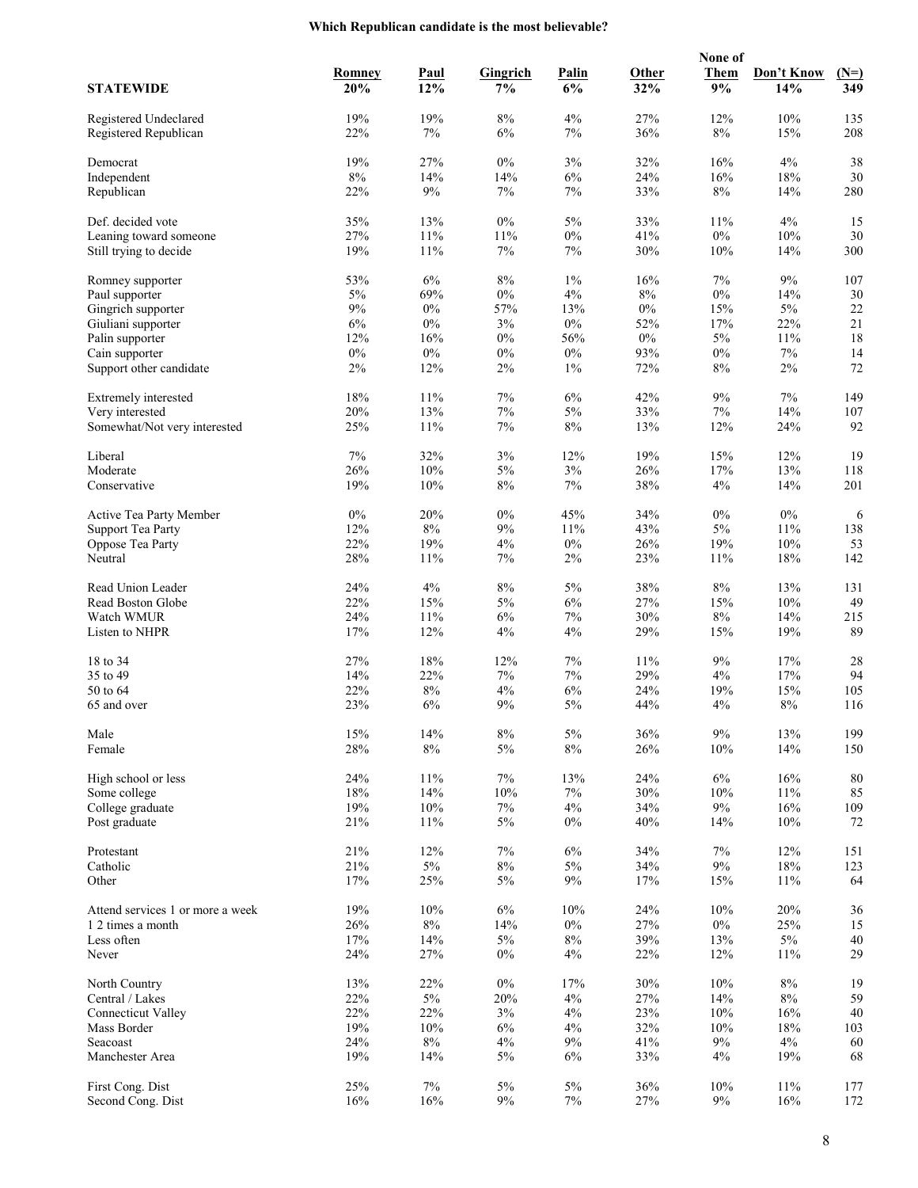**Which Republican candidate is the most believable?**

| STATEWIDE | Romney 20% | Paul 12% | Gingrich 7% | Palin 6% | Other 32% | None of Them 9% | Don't Know 14% | (N=) 349 |
|---|---|---|---|---|---|---|---|---|
| Registered Undeclared | 19% | 19% | 8% | 4% | 27% | 12% | 10% | 135 |
| Registered Republican | 22% | 7% | 6% | 7% | 36% | 8% | 15% | 208 |
| | | | | | | | | |
| Democrat | 19% | 27% | 0% | 3% | 32% | 16% | 4% | 38 |
| Independent | 8% | 14% | 14% | 6% | 24% | 16% | 18% | 30 |
| Republican | 22% | 9% | 7% | 7% | 33% | 8% | 14% | 280 |
| | | | | | | | | |
| Def. decided vote | 35% | 13% | 0% | 5% | 33% | 11% | 4% | 15 |
| Leaning toward someone | 27% | 11% | 11% | 0% | 41% | 0% | 10% | 30 |
| Still trying to decide | 19% | 11% | 7% | 7% | 30% | 10% | 14% | 300 |
| | | | | | | | | |
| Romney supporter | 53% | 6% | 8% | 1% | 16% | 7% | 9% | 107 |
| Paul supporter | 5% | 69% | 0% | 4% | 8% | 0% | 14% | 30 |
| Gingrich supporter | 9% | 0% | 57% | 13% | 0% | 15% | 5% | 22 |
| Giuliani supporter | 6% | 0% | 3% | 0% | 52% | 17% | 22% | 21 |
| Palin supporter | 12% | 16% | 0% | 56% | 0% | 5% | 11% | 18 |
| Cain supporter | 0% | 0% | 0% | 0% | 93% | 0% | 7% | 14 |
| Support other candidate | 2% | 12% | 2% | 1% | 72% | 8% | 2% | 72 |
| | | | | | | | | |
| Extremely interested | 18% | 11% | 7% | 6% | 42% | 9% | 7% | 149 |
| Very interested | 20% | 13% | 7% | 5% | 33% | 7% | 14% | 107 |
| Somewhat/Not very interested | 25% | 11% | 7% | 8% | 13% | 12% | 24% | 92 |
| | | | | | | | | |
| Liberal | 7% | 32% | 3% | 12% | 19% | 15% | 12% | 19 |
| Moderate | 26% | 10% | 5% | 3% | 26% | 17% | 13% | 118 |
| Conservative | 19% | 10% | 8% | 7% | 38% | 4% | 14% | 201 |
| | | | | | | | | |
| Active Tea Party Member | 0% | 20% | 0% | 45% | 34% | 0% | 0% | 6 |
| Support Tea Party | 12% | 8% | 9% | 11% | 43% | 5% | 11% | 138 |
| Oppose Tea Party | 22% | 19% | 4% | 0% | 26% | 19% | 10% | 53 |
| Neutral | 28% | 11% | 7% | 2% | 23% | 11% | 18% | 142 |
| | | | | | | | | |
| Read Union Leader | 24% | 4% | 8% | 5% | 38% | 8% | 13% | 131 |
| Read Boston Globe | 22% | 15% | 5% | 6% | 27% | 15% | 10% | 49 |
| Watch WMUR | 24% | 11% | 6% | 7% | 30% | 8% | 14% | 215 |
| Listen to NHPR | 17% | 12% | 4% | 4% | 29% | 15% | 19% | 89 |
| | | | | | | | | |
| 18 to 34 | 27% | 18% | 12% | 7% | 11% | 9% | 17% | 28 |
| 35 to 49 | 14% | 22% | 7% | 7% | 29% | 4% | 17% | 94 |
| 50 to 64 | 22% | 8% | 4% | 6% | 24% | 19% | 15% | 105 |
| 65 and over | 23% | 6% | 9% | 5% | 44% | 4% | 8% | 116 |
| | | | | | | | | |
| Male | 15% | 14% | 8% | 5% | 36% | 9% | 13% | 199 |
| Female | 28% | 8% | 5% | 8% | 26% | 10% | 14% | 150 |
| | | | | | | | | |
| High school or less | 24% | 11% | 7% | 13% | 24% | 6% | 16% | 80 |
| Some college | 18% | 14% | 10% | 7% | 30% | 10% | 11% | 85 |
| College graduate | 19% | 10% | 7% | 4% | 34% | 9% | 16% | 109 |
| Post graduate | 21% | 11% | 5% | 0% | 40% | 14% | 10% | 72 |
| | | | | | | | | |
| Protestant | 21% | 12% | 7% | 6% | 34% | 7% | 12% | 151 |
| Catholic | 21% | 5% | 8% | 5% | 34% | 9% | 18% | 123 |
| Other | 17% | 25% | 5% | 9% | 17% | 15% | 11% | 64 |
| | | | | | | | | |
| Attend services 1 or more a week | 19% | 10% | 6% | 10% | 24% | 10% | 20% | 36 |
| 1 2 times a month | 26% | 8% | 14% | 0% | 27% | 0% | 25% | 15 |
| Less often | 17% | 14% | 5% | 8% | 39% | 13% | 5% | 40 |
| Never | 24% | 27% | 0% | 4% | 22% | 12% | 11% | 29 |
| | | | | | | | | |
| North Country | 13% | 22% | 0% | 17% | 30% | 10% | 8% | 19 |
| Central / Lakes | 22% | 5% | 20% | 4% | 27% | 14% | 8% | 59 |
| Connecticut Valley | 22% | 22% | 3% | 4% | 23% | 10% | 16% | 40 |
| Mass Border | 19% | 10% | 6% | 4% | 32% | 10% | 18% | 103 |
| Seacoast | 24% | 8% | 4% | 9% | 41% | 9% | 4% | 60 |
| Manchester Area | 19% | 14% | 5% | 6% | 33% | 4% | 19% | 68 |
| | | | | | | | | |
| First Cong. Dist | 25% | 7% | 5% | 5% | 36% | 10% | 11% | 177 |
| Second Cong. Dist | 16% | 16% | 9% | 7% | 27% | 9% | 16% | 172 |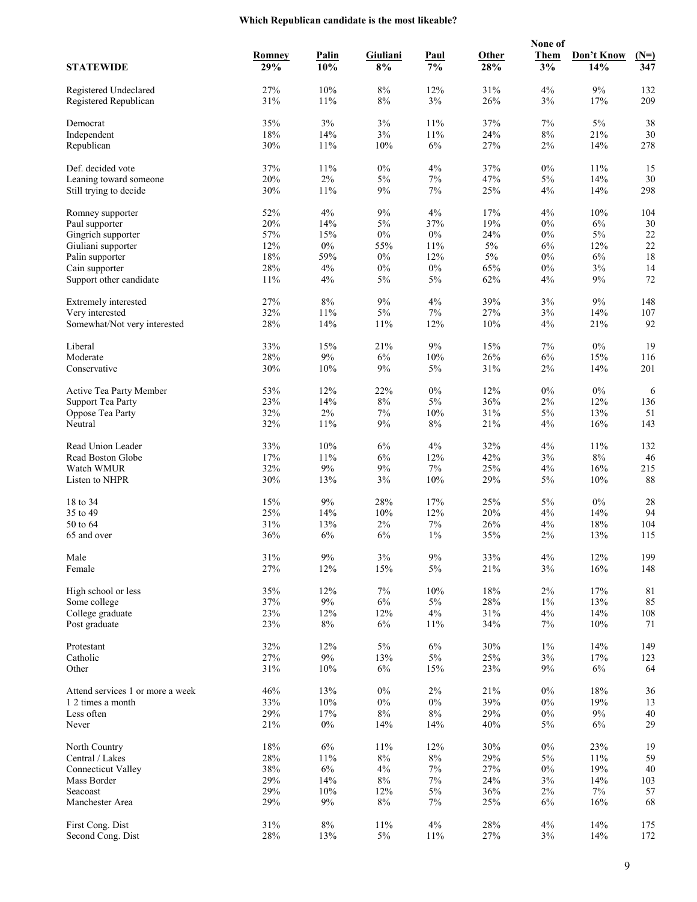## Which Republican candidate is the most likeable?

| STATEWIDE | Romney 29% | Palin 10% | Giuliani 8% | Paul 7% | Other 28% | None of Them 3% | Don't Know 14% | (N=) 347 |
|---|---|---|---|---|---|---|---|---|
| Registered Undeclared | 27% | 10% | 8% | 12% | 31% | 4% | 9% | 132 |
| Registered Republican | 31% | 11% | 8% | 3% | 26% | 3% | 17% | 209 |
| | | | | | | | | |
| Democrat | 35% | 3% | 3% | 11% | 37% | 7% | 5% | 38 |
| Independent | 18% | 14% | 3% | 11% | 24% | 8% | 21% | 30 |
| Republican | 30% | 11% | 10% | 6% | 27% | 2% | 14% | 278 |
| | | | | | | | | |
| Def. decided vote | 37% | 11% | 0% | 4% | 37% | 0% | 11% | 15 |
| Leaning toward someone | 20% | 2% | 5% | 7% | 47% | 5% | 14% | 30 |
| Still trying to decide | 30% | 11% | 9% | 7% | 25% | 4% | 14% | 298 |
| | | | | | | | | |
| Romney supporter | 52% | 4% | 9% | 4% | 17% | 4% | 10% | 104 |
| Paul supporter | 20% | 14% | 5% | 37% | 19% | 0% | 6% | 30 |
| Gingrich supporter | 57% | 15% | 0% | 0% | 24% | 0% | 5% | 22 |
| Giuliani supporter | 12% | 0% | 55% | 11% | 5% | 6% | 12% | 22 |
| Palin supporter | 18% | 59% | 0% | 12% | 5% | 0% | 6% | 18 |
| Cain supporter | 28% | 4% | 0% | 0% | 65% | 0% | 3% | 14 |
| Support other candidate | 11% | 4% | 5% | 5% | 62% | 4% | 9% | 72 |
| | | | | | | | | |
| Extremely interested | 27% | 8% | 9% | 4% | 39% | 3% | 9% | 148 |
| Very interested | 32% | 11% | 5% | 7% | 27% | 3% | 14% | 107 |
| Somewhat/Not very interested | 28% | 14% | 11% | 12% | 10% | 4% | 21% | 92 |
| | | | | | | | | |
| Liberal | 33% | 15% | 21% | 9% | 15% | 7% | 0% | 19 |
| Moderate | 28% | 9% | 6% | 10% | 26% | 6% | 15% | 116 |
| Conservative | 30% | 10% | 9% | 5% | 31% | 2% | 14% | 201 |
| | | | | | | | | |
| Active Tea Party Member | 53% | 12% | 22% | 0% | 12% | 0% | 0% | 6 |
| Support Tea Party | 23% | 14% | 8% | 5% | 36% | 2% | 12% | 136 |
| Oppose Tea Party | 32% | 2% | 7% | 10% | 31% | 5% | 13% | 51 |
| Neutral | 32% | 11% | 9% | 8% | 21% | 4% | 16% | 143 |
| | | | | | | | | |
| Read Union Leader | 33% | 10% | 6% | 4% | 32% | 4% | 11% | 132 |
| Read Boston Globe | 17% | 11% | 6% | 12% | 42% | 3% | 8% | 46 |
| Watch WMUR | 32% | 9% | 9% | 7% | 25% | 4% | 16% | 215 |
| Listen to NHPR | 30% | 13% | 3% | 10% | 29% | 5% | 10% | 88 |
| | | | | | | | | |
| 18 to 34 | 15% | 9% | 28% | 17% | 25% | 5% | 0% | 28 |
| 35 to 49 | 25% | 14% | 10% | 12% | 20% | 4% | 14% | 94 |
| 50 to 64 | 31% | 13% | 2% | 7% | 26% | 4% | 18% | 104 |
| 65 and over | 36% | 6% | 6% | 1% | 35% | 2% | 13% | 115 |
| | | | | | | | | |
| Male | 31% | 9% | 3% | 9% | 33% | 4% | 12% | 199 |
| Female | 27% | 12% | 15% | 5% | 21% | 3% | 16% | 148 |
| | | | | | | | | |
| High school or less | 35% | 12% | 7% | 10% | 18% | 2% | 17% | 81 |
| Some college | 37% | 9% | 6% | 5% | 28% | 1% | 13% | 85 |
| College graduate | 23% | 12% | 12% | 4% | 31% | 4% | 14% | 108 |
| Post graduate | 23% | 8% | 6% | 11% | 34% | 7% | 10% | 71 |
| | | | | | | | | |
| Protestant | 32% | 12% | 5% | 6% | 30% | 1% | 14% | 149 |
| Catholic | 27% | 9% | 13% | 5% | 25% | 3% | 17% | 123 |
| Other | 31% | 10% | 6% | 15% | 23% | 9% | 6% | 64 |
| | | | | | | | | |
| Attend services 1 or more a week | 46% | 13% | 0% | 2% | 21% | 0% | 18% | 36 |
| 1 2 times a month | 33% | 10% | 0% | 0% | 39% | 0% | 19% | 13 |
| Less often | 29% | 17% | 8% | 8% | 29% | 0% | 9% | 40 |
| Never | 21% | 0% | 14% | 14% | 40% | 5% | 6% | 29 |
| | | | | | | | | |
| North Country | 18% | 6% | 11% | 12% | 30% | 0% | 23% | 19 |
| Central / Lakes | 28% | 11% | 8% | 8% | 29% | 5% | 11% | 59 |
| Connecticut Valley | 38% | 6% | 4% | 7% | 27% | 0% | 19% | 40 |
| Mass Border | 29% | 14% | 8% | 7% | 24% | 3% | 14% | 103 |
| Seacoast | 29% | 10% | 12% | 5% | 36% | 2% | 7% | 57 |
| Manchester Area | 29% | 9% | 8% | 7% | 25% | 6% | 16% | 68 |
| | | | | | | | | |
| First Cong. Dist | 31% | 8% | 11% | 4% | 28% | 4% | 14% | 175 |
| Second Cong. Dist | 28% | 13% | 5% | 11% | 27% | 3% | 14% | 172 |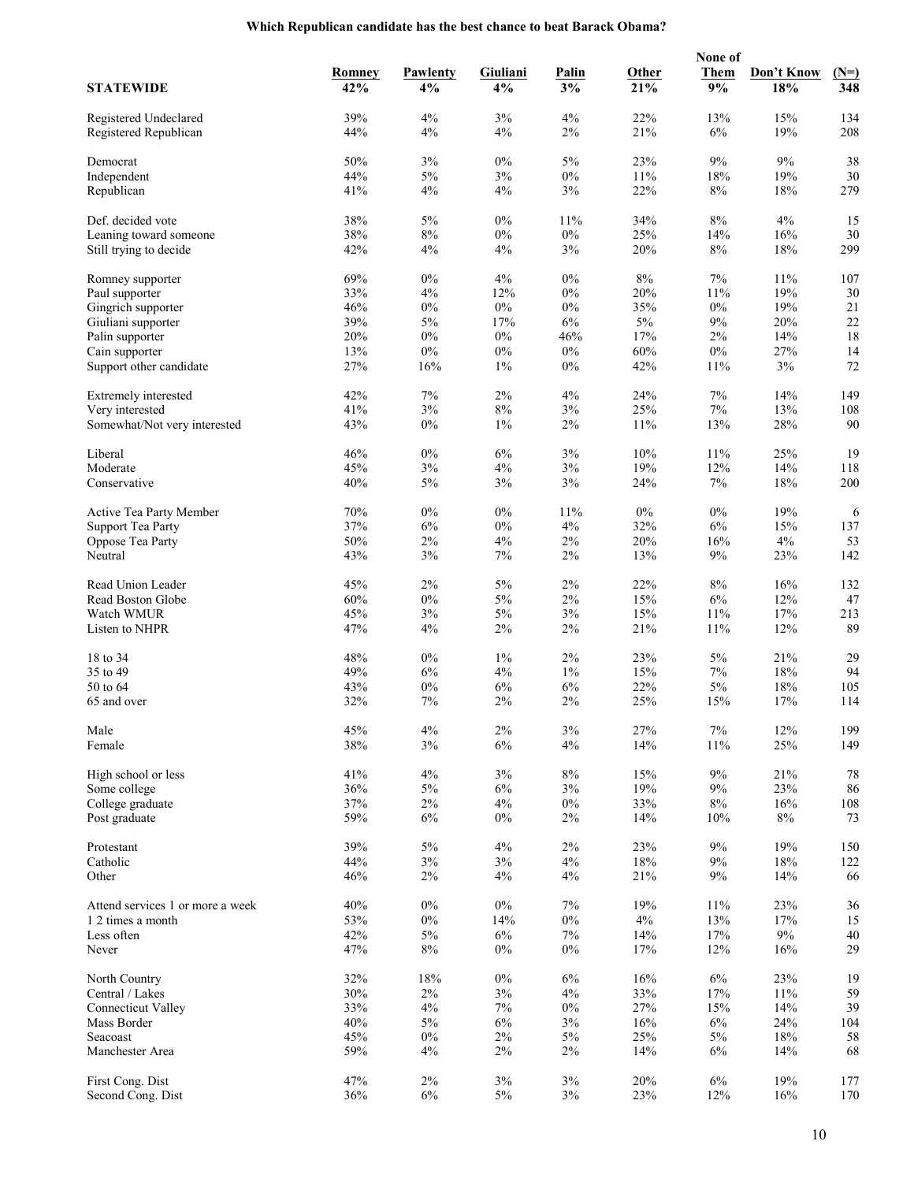## Which Republican candidate has the best chance to beat Barack Obama?

| STATEWIDE | Romney 42% | Pawlenty 4% | Giuliani 4% | Palin 3% | Other 21% | None of Them 9% | Don't Know 18% | (N=) 348 |
|---|---|---|---|---|---|---|---|---|
| Registered Undeclared | 39% | 4% | 3% | 4% | 22% | 13% | 15% | 134 |
| Registered Republican | 44% | 4% | 4% | 2% | 21% | 6% | 19% | 208 |
| | | | | | | | | |
| Democrat | 50% | 3% | 0% | 5% | 23% | 9% | 9% | 38 |
| Independent | 44% | 5% | 3% | 0% | 11% | 18% | 19% | 30 |
| Republican | 41% | 4% | 4% | 3% | 22% | 8% | 18% | 279 |
| | | | | | | | | |
| Def. decided vote | 38% | 5% | 0% | 11% | 34% | 8% | 4% | 15 |
| Leaning toward someone | 38% | 8% | 0% | 0% | 25% | 14% | 16% | 30 |
| Still trying to decide | 42% | 4% | 4% | 3% | 20% | 8% | 18% | 299 |
| | | | | | | | | |
| Romney supporter | 69% | 0% | 4% | 0% | 8% | 7% | 11% | 107 |
| Paul supporter | 33% | 4% | 12% | 0% | 20% | 11% | 19% | 30 |
| Gingrich supporter | 46% | 0% | 0% | 0% | 35% | 0% | 19% | 21 |
| Giuliani supporter | 39% | 5% | 17% | 6% | 5% | 9% | 20% | 22 |
| Palin supporter | 20% | 0% | 0% | 46% | 17% | 2% | 14% | 18 |
| Cain supporter | 13% | 0% | 0% | 0% | 60% | 0% | 27% | 14 |
| Support other candidate | 27% | 16% | 1% | 0% | 42% | 11% | 3% | 72 |
| | | | | | | | | |
| Extremely interested | 42% | 7% | 2% | 4% | 24% | 7% | 14% | 149 |
| Very interested | 41% | 3% | 8% | 3% | 25% | 7% | 13% | 108 |
| Somewhat/Not very interested | 43% | 0% | 1% | 2% | 11% | 13% | 28% | 90 |
| | | | | | | | | |
| Liberal | 46% | 0% | 6% | 3% | 10% | 11% | 25% | 19 |
| Moderate | 45% | 3% | 4% | 3% | 19% | 12% | 14% | 118 |
| Conservative | 40% | 5% | 3% | 3% | 24% | 7% | 18% | 200 |
| | | | | | | | | |
| Active Tea Party Member | 70% | 0% | 0% | 11% | 0% | 0% | 19% | 6 |
| Support Tea Party | 37% | 6% | 0% | 4% | 32% | 6% | 15% | 137 |
| Oppose Tea Party | 50% | 2% | 4% | 2% | 20% | 16% | 4% | 53 |
| Neutral | 43% | 3% | 7% | 2% | 13% | 9% | 23% | 142 |
| | | | | | | | | |
| Read Union Leader | 45% | 2% | 5% | 2% | 22% | 8% | 16% | 132 |
| Read Boston Globe | 60% | 0% | 5% | 2% | 15% | 6% | 12% | 47 |
| Watch WMUR | 45% | 3% | 5% | 3% | 15% | 11% | 17% | 213 |
| Listen to NHPR | 47% | 4% | 2% | 2% | 21% | 11% | 12% | 89 |
| | | | | | | | | |
| 18 to 34 | 48% | 0% | 1% | 2% | 23% | 5% | 21% | 29 |
| 35 to 49 | 49% | 6% | 4% | 1% | 15% | 7% | 18% | 94 |
| 50 to 64 | 43% | 0% | 6% | 6% | 22% | 5% | 18% | 105 |
| 65 and over | 32% | 7% | 2% | 2% | 25% | 15% | 17% | 114 |
| | | | | | | | | |
| Male | 45% | 4% | 2% | 3% | 27% | 7% | 12% | 199 |
| Female | 38% | 3% | 6% | 4% | 14% | 11% | 25% | 149 |
| | | | | | | | | |
| High school or less | 41% | 4% | 3% | 8% | 15% | 9% | 21% | 78 |
| Some college | 36% | 5% | 6% | 3% | 19% | 9% | 23% | 86 |
| College graduate | 37% | 2% | 4% | 0% | 33% | 8% | 16% | 108 |
| Post graduate | 59% | 6% | 0% | 2% | 14% | 10% | 8% | 73 |
| | | | | | | | | |
| Protestant | 39% | 5% | 4% | 2% | 23% | 9% | 19% | 150 |
| Catholic | 44% | 3% | 3% | 4% | 18% | 9% | 18% | 122 |
| Other | 46% | 2% | 4% | 4% | 21% | 9% | 14% | 66 |
| | | | | | | | | |
| Attend services 1 or more a week | 40% | 0% | 0% | 7% | 19% | 11% | 23% | 36 |
| 1 2 times a month | 53% | 0% | 14% | 0% | 4% | 13% | 17% | 15 |
| Less often | 42% | 5% | 6% | 7% | 14% | 17% | 9% | 40 |
| Never | 47% | 8% | 0% | 0% | 17% | 12% | 16% | 29 |
| | | | | | | | | |
| North Country | 32% | 18% | 0% | 6% | 16% | 6% | 23% | 19 |
| Central / Lakes | 30% | 2% | 3% | 4% | 33% | 17% | 11% | 59 |
| Connecticut Valley | 33% | 4% | 7% | 0% | 27% | 15% | 14% | 39 |
| Mass Border | 40% | 5% | 6% | 3% | 16% | 6% | 24% | 104 |
| Seacoast | 45% | 0% | 2% | 5% | 25% | 5% | 18% | 58 |
| Manchester Area | 59% | 4% | 2% | 2% | 14% | 6% | 14% | 68 |
| | | | | | | | | |
| First Cong. Dist | 47% | 2% | 3% | 3% | 20% | 6% | 19% | 177 |
| Second Cong. Dist | 36% | 6% | 5% | 3% | 23% | 12% | 16% | 170 |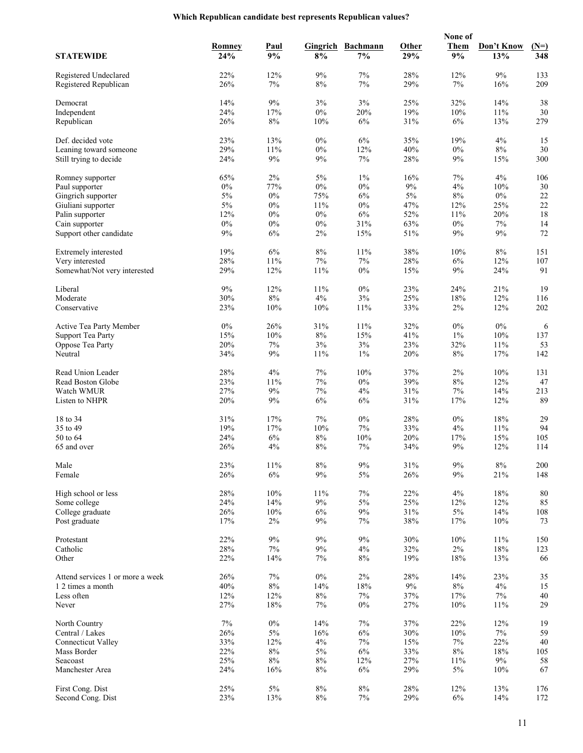# Which Republican candidate best represents Republican values?

| STATEWIDE | Romney 24% | Paul 9% | Gingrich 8% | Bachmann 7% | Other 29% | None of Them 9% | Don't Know 13% | (N=) 348 |
|---|---|---|---|---|---|---|---|---|
| Registered Undeclared | 22% | 12% | 9% | 7% | 28% | 12% | 9% | 133 |
| Registered Republican | 26% | 7% | 8% | 7% | 29% | 7% | 16% | 209 |
| | | | | | | | | |
| Democrat | 14% | 9% | 3% | 3% | 25% | 32% | 14% | 38 |
| Independent | 24% | 17% | 0% | 20% | 19% | 10% | 11% | 30 |
| Republican | 26% | 8% | 10% | 6% | 31% | 6% | 13% | 279 |
| | | | | | | | | |
| Def. decided vote | 23% | 13% | 0% | 6% | 35% | 19% | 4% | 15 |
| Leaning toward someone | 29% | 11% | 0% | 12% | 40% | 0% | 8% | 30 |
| Still trying to decide | 24% | 9% | 9% | 7% | 28% | 9% | 15% | 300 |
| | | | | | | | | |
| Romney supporter | 65% | 2% | 5% | 1% | 16% | 7% | 4% | 106 |
| Paul supporter | 0% | 77% | 0% | 0% | 9% | 4% | 10% | 30 |
| Gingrich supporter | 5% | 0% | 75% | 6% | 5% | 8% | 0% | 22 |
| Giuliani supporter | 5% | 0% | 11% | 0% | 47% | 12% | 25% | 22 |
| Palin supporter | 12% | 0% | 0% | 6% | 52% | 11% | 20% | 18 |
| Cain supporter | 0% | 0% | 0% | 31% | 63% | 0% | 7% | 14 |
| Support other candidate | 9% | 6% | 2% | 15% | 51% | 9% | 9% | 72 |
| | | | | | | | | |
| Extremely interested | 19% | 6% | 8% | 11% | 38% | 10% | 8% | 151 |
| Very interested | 28% | 11% | 7% | 7% | 28% | 6% | 12% | 107 |
| Somewhat/Not very interested | 29% | 12% | 11% | 0% | 15% | 9% | 24% | 91 |
| | | | | | | | | |
| Liberal | 9% | 12% | 11% | 0% | 23% | 24% | 21% | 19 |
| Moderate | 30% | 8% | 4% | 3% | 25% | 18% | 12% | 116 |
| Conservative | 23% | 10% | 10% | 11% | 33% | 2% | 12% | 202 |
| | | | | | | | | |
| Active Tea Party Member | 0% | 26% | 31% | 11% | 32% | 0% | 0% | 6 |
| Support Tea Party | 15% | 10% | 8% | 15% | 41% | 1% | 10% | 137 |
| Oppose Tea Party | 20% | 7% | 3% | 3% | 23% | 32% | 11% | 53 |
| Neutral | 34% | 9% | 11% | 1% | 20% | 8% | 17% | 142 |
| | | | | | | | | |
| Read Union Leader | 28% | 4% | 7% | 10% | 37% | 2% | 10% | 131 |
| Read Boston Globe | 23% | 11% | 7% | 0% | 39% | 8% | 12% | 47 |
| Watch WMUR | 27% | 9% | 7% | 4% | 31% | 7% | 14% | 213 |
| Listen to NHPR | 20% | 9% | 6% | 6% | 31% | 17% | 12% | 89 |
| | | | | | | | | |
| 18 to 34 | 31% | 17% | 7% | 0% | 28% | 0% | 18% | 29 |
| 35 to 49 | 19% | 17% | 10% | 7% | 33% | 4% | 11% | 94 |
| 50 to 64 | 24% | 6% | 8% | 10% | 20% | 17% | 15% | 105 |
| 65 and over | 26% | 4% | 8% | 7% | 34% | 9% | 12% | 114 |
| | | | | | | | | |
| Male | 23% | 11% | 8% | 9% | 31% | 9% | 8% | 200 |
| Female | 26% | 6% | 9% | 5% | 26% | 9% | 21% | 148 |
| | | | | | | | | |
| High school or less | 28% | 10% | 11% | 7% | 22% | 4% | 18% | 80 |
| Some college | 24% | 14% | 9% | 5% | 25% | 12% | 12% | 85 |
| College graduate | 26% | 10% | 6% | 9% | 31% | 5% | 14% | 108 |
| Post graduate | 17% | 2% | 9% | 7% | 38% | 17% | 10% | 73 |
| | | | | | | | | |
| Protestant | 22% | 9% | 9% | 9% | 30% | 10% | 11% | 150 |
| Catholic | 28% | 7% | 9% | 4% | 32% | 2% | 18% | 123 |
| Other | 22% | 14% | 7% | 8% | 19% | 18% | 13% | 66 |
| | | | | | | | | |
| Attend services 1 or more a week | 26% | 7% | 0% | 2% | 28% | 14% | 23% | 35 |
| 1 2 times a month | 40% | 8% | 14% | 18% | 9% | 8% | 4% | 15 |
| Less often | 12% | 12% | 8% | 7% | 37% | 17% | 7% | 40 |
| Never | 27% | 18% | 7% | 0% | 27% | 10% | 11% | 29 |
| | | | | | | | | |
| North Country | 7% | 0% | 14% | 7% | 37% | 22% | 12% | 19 |
| Central / Lakes | 26% | 5% | 16% | 6% | 30% | 10% | 7% | 59 |
| Connecticut Valley | 33% | 12% | 4% | 7% | 15% | 7% | 22% | 40 |
| Mass Border | 22% | 8% | 5% | 6% | 33% | 8% | 18% | 105 |
| Seacoast | 25% | 8% | 8% | 12% | 27% | 11% | 9% | 58 |
| Manchester Area | 24% | 16% | 8% | 6% | 29% | 5% | 10% | 67 |
| | | | | | | | | |
| First Cong. Dist | 25% | 5% | 8% | 8% | 28% | 12% | 13% | 176 |
| Second Cong. Dist | 23% | 13% | 8% | 7% | 29% | 6% | 14% | 172 |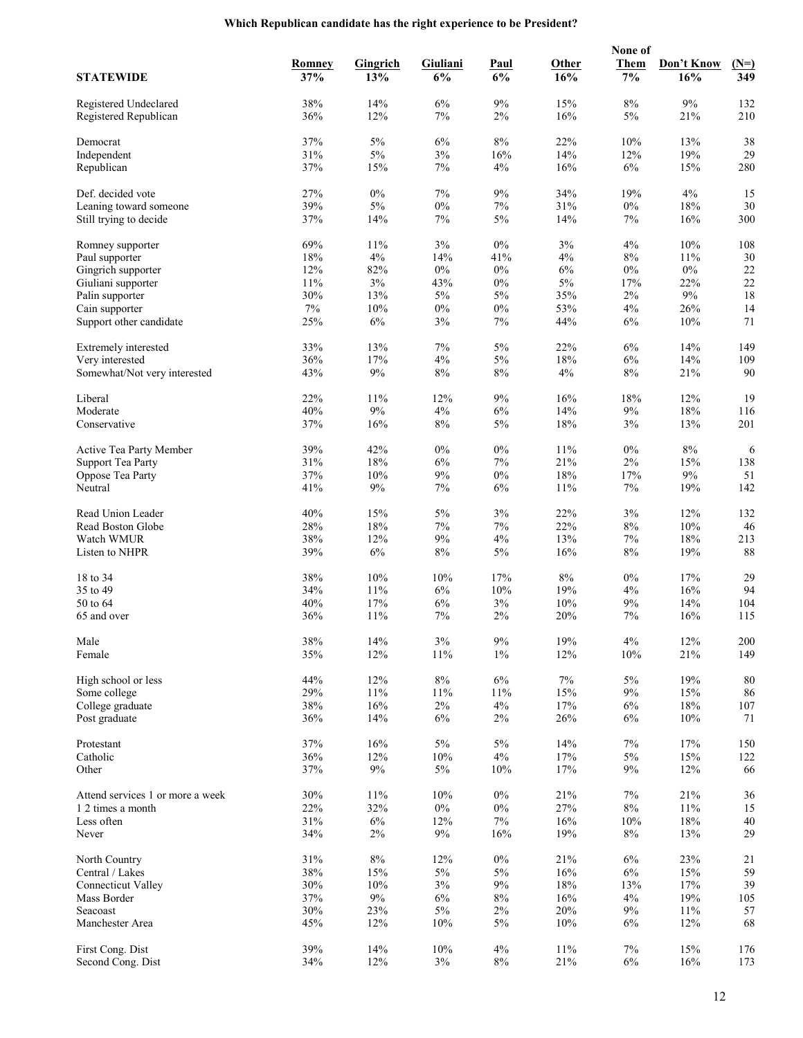# Which Republican candidate has the right experience to be President?

| STATEWIDE | Romney 37% | Gingrich 13% | Giuliani 6% | Paul 6% | Other 16% | None of Them 7% | Don't Know 16% | (N=) 349 |
|---|---|---|---|---|---|---|---|---|
| Registered Undeclared | 38% | 14% | 6% | 9% | 15% | 8% | 9% | 132 |
| Registered Republican | 36% | 12% | 7% | 2% | 16% | 5% | 21% | 210 |
| Democrat | 37% | 5% | 6% | 8% | 22% | 10% | 13% | 38 |
| Independent | 31% | 5% | 3% | 16% | 14% | 12% | 19% | 29 |
| Republican | 37% | 15% | 7% | 4% | 16% | 6% | 15% | 280 |
| Def. decided vote | 27% | 0% | 7% | 9% | 34% | 19% | 4% | 15 |
| Leaning toward someone | 39% | 5% | 0% | 7% | 31% | 0% | 18% | 30 |
| Still trying to decide | 37% | 14% | 7% | 5% | 14% | 7% | 16% | 300 |
| Romney supporter | 69% | 11% | 3% | 0% | 3% | 4% | 10% | 108 |
| Paul supporter | 18% | 4% | 14% | 41% | 4% | 8% | 11% | 30 |
| Gingrich supporter | 12% | 82% | 0% | 0% | 6% | 0% | 0% | 22 |
| Giuliani supporter | 11% | 3% | 43% | 0% | 5% | 17% | 22% | 22 |
| Palin supporter | 30% | 13% | 5% | 5% | 35% | 2% | 9% | 18 |
| Cain supporter | 7% | 10% | 0% | 0% | 53% | 4% | 26% | 14 |
| Support other candidate | 25% | 6% | 3% | 7% | 44% | 6% | 10% | 71 |
| Extremely interested | 33% | 13% | 7% | 5% | 22% | 6% | 14% | 149 |
| Very interested | 36% | 17% | 4% | 5% | 18% | 6% | 14% | 109 |
| Somewhat/Not very interested | 43% | 9% | 8% | 8% | 4% | 8% | 21% | 90 |
| Liberal | 22% | 11% | 12% | 9% | 16% | 18% | 12% | 19 |
| Moderate | 40% | 9% | 4% | 6% | 14% | 9% | 18% | 116 |
| Conservative | 37% | 16% | 8% | 5% | 18% | 3% | 13% | 201 |
| Active Tea Party Member | 39% | 42% | 0% | 0% | 11% | 0% | 8% | 6 |
| Support Tea Party | 31% | 18% | 6% | 7% | 21% | 2% | 15% | 138 |
| Oppose Tea Party | 37% | 10% | 9% | 0% | 18% | 17% | 9% | 51 |
| Neutral | 41% | 9% | 7% | 6% | 11% | 7% | 19% | 142 |
| Read Union Leader | 40% | 15% | 5% | 3% | 22% | 3% | 12% | 132 |
| Read Boston Globe | 28% | 18% | 7% | 7% | 22% | 8% | 10% | 46 |
| Watch WMUR | 38% | 12% | 9% | 4% | 13% | 7% | 18% | 213 |
| Listen to NHPR | 39% | 6% | 8% | 5% | 16% | 8% | 19% | 88 |
| 18 to 34 | 38% | 10% | 10% | 17% | 8% | 0% | 17% | 29 |
| 35 to 49 | 34% | 11% | 6% | 10% | 19% | 4% | 16% | 94 |
| 50 to 64 | 40% | 17% | 6% | 3% | 10% | 9% | 14% | 104 |
| 65 and over | 36% | 11% | 7% | 2% | 20% | 7% | 16% | 115 |
| Male | 38% | 14% | 3% | 9% | 19% | 4% | 12% | 200 |
| Female | 35% | 12% | 11% | 1% | 12% | 10% | 21% | 149 |
| High school or less | 44% | 12% | 8% | 6% | 7% | 5% | 19% | 80 |
| Some college | 29% | 11% | 11% | 11% | 15% | 9% | 15% | 86 |
| College graduate | 38% | 16% | 2% | 4% | 17% | 6% | 18% | 107 |
| Post graduate | 36% | 14% | 6% | 2% | 26% | 6% | 10% | 71 |
| Protestant | 37% | 16% | 5% | 5% | 14% | 7% | 17% | 150 |
| Catholic | 36% | 12% | 10% | 4% | 17% | 5% | 15% | 122 |
| Other | 37% | 9% | 5% | 10% | 17% | 9% | 12% | 66 |
| Attend services 1 or more a week | 30% | 11% | 10% | 0% | 21% | 7% | 21% | 36 |
| 1 2 times a month | 22% | 32% | 0% | 0% | 27% | 8% | 11% | 15 |
| Less often | 31% | 6% | 12% | 7% | 16% | 10% | 18% | 40 |
| Never | 34% | 2% | 9% | 16% | 19% | 8% | 13% | 29 |
| North Country | 31% | 8% | 12% | 0% | 21% | 6% | 23% | 21 |
| Central / Lakes | 38% | 15% | 5% | 5% | 16% | 6% | 15% | 59 |
| Connecticut Valley | 30% | 10% | 3% | 9% | 18% | 13% | 17% | 39 |
| Mass Border | 37% | 9% | 6% | 8% | 16% | 4% | 19% | 105 |
| Seacoast | 30% | 23% | 5% | 2% | 20% | 9% | 11% | 57 |
| Manchester Area | 45% | 12% | 10% | 5% | 10% | 6% | 12% | 68 |
| First Cong. Dist | 39% | 14% | 10% | 4% | 11% | 7% | 15% | 176 |
| Second Cong. Dist | 34% | 12% | 3% | 8% | 21% | 6% | 16% | 173 |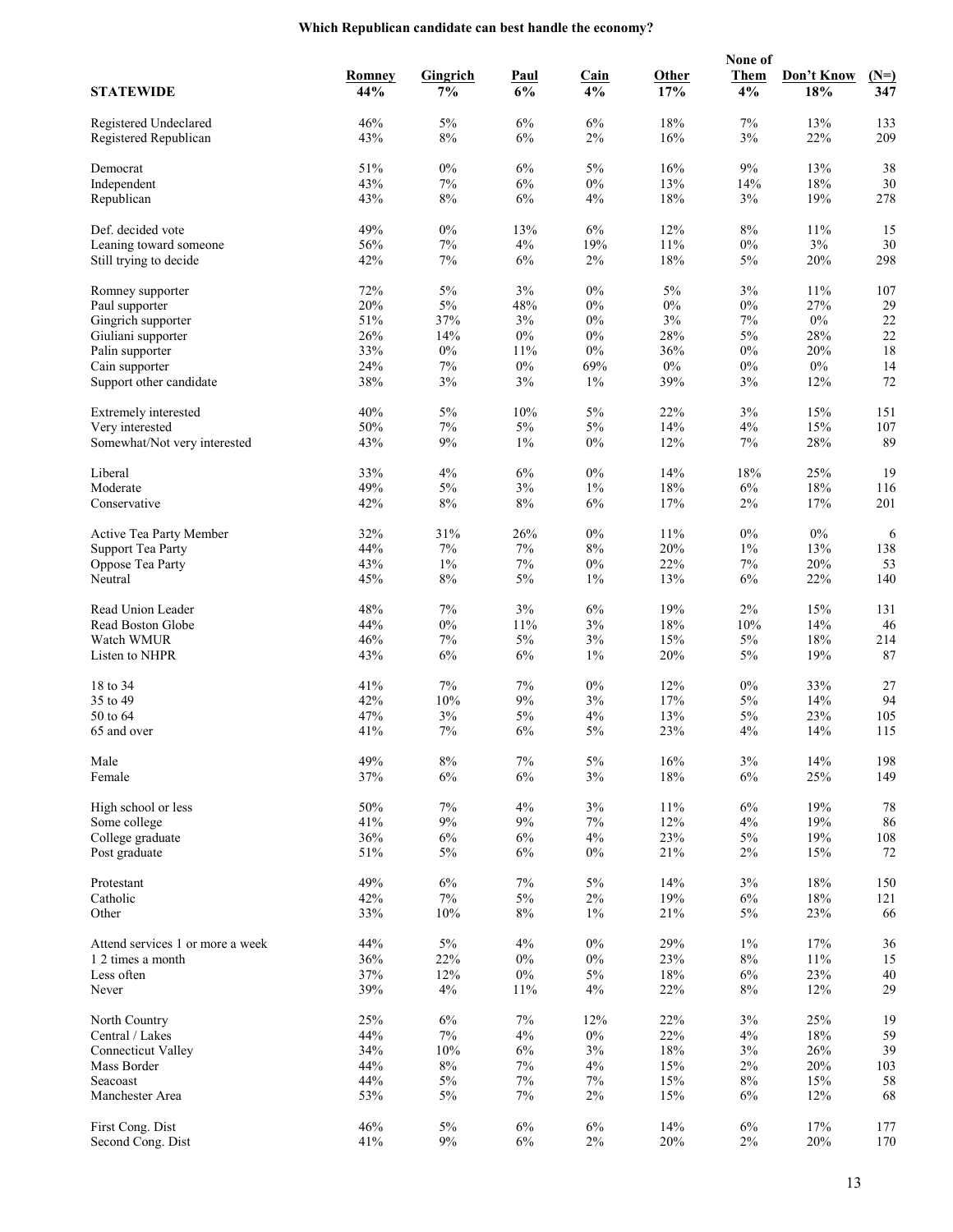# Which Republican candidate can best handle the economy?

| STATEWIDE | Romney 44% | Gingrich 7% | Paul 6% | Cain 4% | Other 17% | None of Them 4% | Don't Know 18% | (N=) 347 |
|---|---|---|---|---|---|---|---|---|
| Registered Undeclared | 46% | 5% | 6% | 6% | 18% | 7% | 13% | 133 |
| Registered Republican | 43% | 8% | 6% | 2% | 16% | 3% | 22% | 209 |
| | | | | | | | | |
| Democrat | 51% | 0% | 6% | 5% | 16% | 9% | 13% | 38 |
| Independent | 43% | 7% | 6% | 0% | 13% | 14% | 18% | 30 |
| Republican | 43% | 8% | 6% | 4% | 18% | 3% | 19% | 278 |
| | | | | | | | | |
| Def. decided vote | 49% | 0% | 13% | 6% | 12% | 8% | 11% | 15 |
| Leaning toward someone | 56% | 7% | 4% | 19% | 11% | 0% | 3% | 30 |
| Still trying to decide | 42% | 7% | 6% | 2% | 18% | 5% | 20% | 298 |
| | | | | | | | | |
| Romney supporter | 72% | 5% | 3% | 0% | 5% | 3% | 11% | 107 |
| Paul supporter | 20% | 5% | 48% | 0% | 0% | 0% | 27% | 29 |
| Gingrich supporter | 51% | 37% | 3% | 0% | 3% | 7% | 0% | 22 |
| Giuliani supporter | 26% | 14% | 0% | 0% | 28% | 5% | 28% | 22 |
| Palin supporter | 33% | 0% | 11% | 0% | 36% | 0% | 20% | 18 |
| Cain supporter | 24% | 7% | 0% | 69% | 0% | 0% | 0% | 14 |
| Support other candidate | 38% | 3% | 3% | 1% | 39% | 3% | 12% | 72 |
| | | | | | | | | |
| Extremely interested | 40% | 5% | 10% | 5% | 22% | 3% | 15% | 151 |
| Very interested | 50% | 7% | 5% | 5% | 14% | 4% | 15% | 107 |
| Somewhat/Not very interested | 43% | 9% | 1% | 0% | 12% | 7% | 28% | 89 |
| | | | | | | | | |
| Liberal | 33% | 4% | 6% | 0% | 14% | 18% | 25% | 19 |
| Moderate | 49% | 5% | 3% | 1% | 18% | 6% | 18% | 116 |
| Conservative | 42% | 8% | 8% | 6% | 17% | 2% | 17% | 201 |
| | | | | | | | | |
| Active Tea Party Member | 32% | 31% | 26% | 0% | 11% | 0% | 0% | 6 |
| Support Tea Party | 44% | 7% | 7% | 8% | 20% | 1% | 13% | 138 |
| Oppose Tea Party | 43% | 1% | 7% | 0% | 22% | 7% | 20% | 53 |
| Neutral | 45% | 8% | 5% | 1% | 13% | 6% | 22% | 140 |
| | | | | | | | | |
| Read Union Leader | 48% | 7% | 3% | 6% | 19% | 2% | 15% | 131 |
| Read Boston Globe | 44% | 0% | 11% | 3% | 18% | 10% | 14% | 46 |
| Watch WMUR | 46% | 7% | 5% | 3% | 15% | 5% | 18% | 214 |
| Listen to NHPR | 43% | 6% | 6% | 1% | 20% | 5% | 19% | 87 |
| | | | | | | | | |
| 18 to 34 | 41% | 7% | 7% | 0% | 12% | 0% | 33% | 27 |
| 35 to 49 | 42% | 10% | 9% | 3% | 17% | 5% | 14% | 94 |
| 50 to 64 | 47% | 3% | 5% | 4% | 13% | 5% | 23% | 105 |
| 65 and over | 41% | 7% | 6% | 5% | 23% | 4% | 14% | 115 |
| | | | | | | | | |
| Male | 49% | 8% | 7% | 5% | 16% | 3% | 14% | 198 |
| Female | 37% | 6% | 6% | 3% | 18% | 6% | 25% | 149 |
| | | | | | | | | |
| High school or less | 50% | 7% | 4% | 3% | 11% | 6% | 19% | 78 |
| Some college | 41% | 9% | 9% | 7% | 12% | 4% | 19% | 86 |
| College graduate | 36% | 6% | 6% | 4% | 23% | 5% | 19% | 108 |
| Post graduate | 51% | 5% | 6% | 0% | 21% | 2% | 15% | 72 |
| | | | | | | | | |
| Protestant | 49% | 6% | 7% | 5% | 14% | 3% | 18% | 150 |
| Catholic | 42% | 7% | 5% | 2% | 19% | 6% | 18% | 121 |
| Other | 33% | 10% | 8% | 1% | 21% | 5% | 23% | 66 |
| | | | | | | | | |
| Attend services 1 or more a week | 44% | 5% | 4% | 0% | 29% | 1% | 17% | 36 |
| 1 2 times a month | 36% | 22% | 0% | 0% | 23% | 8% | 11% | 15 |
| Less often | 37% | 12% | 0% | 5% | 18% | 6% | 23% | 40 |
| Never | 39% | 4% | 11% | 4% | 22% | 8% | 12% | 29 |
| | | | | | | | | |
| North Country | 25% | 6% | 7% | 12% | 22% | 3% | 25% | 19 |
| Central / Lakes | 44% | 7% | 4% | 0% | 22% | 4% | 18% | 59 |
| Connecticut Valley | 34% | 10% | 6% | 3% | 18% | 3% | 26% | 39 |
| Mass Border | 44% | 8% | 7% | 4% | 15% | 2% | 20% | 103 |
| Seacoast | 44% | 5% | 7% | 7% | 15% | 8% | 15% | 58 |
| Manchester Area | 53% | 5% | 7% | 2% | 15% | 6% | 12% | 68 |
| | | | | | | | | |
| First Cong. Dist | 46% | 5% | 6% | 6% | 14% | 6% | 17% | 177 |
| Second Cong. Dist | 41% | 9% | 6% | 2% | 20% | 2% | 20% | 170 |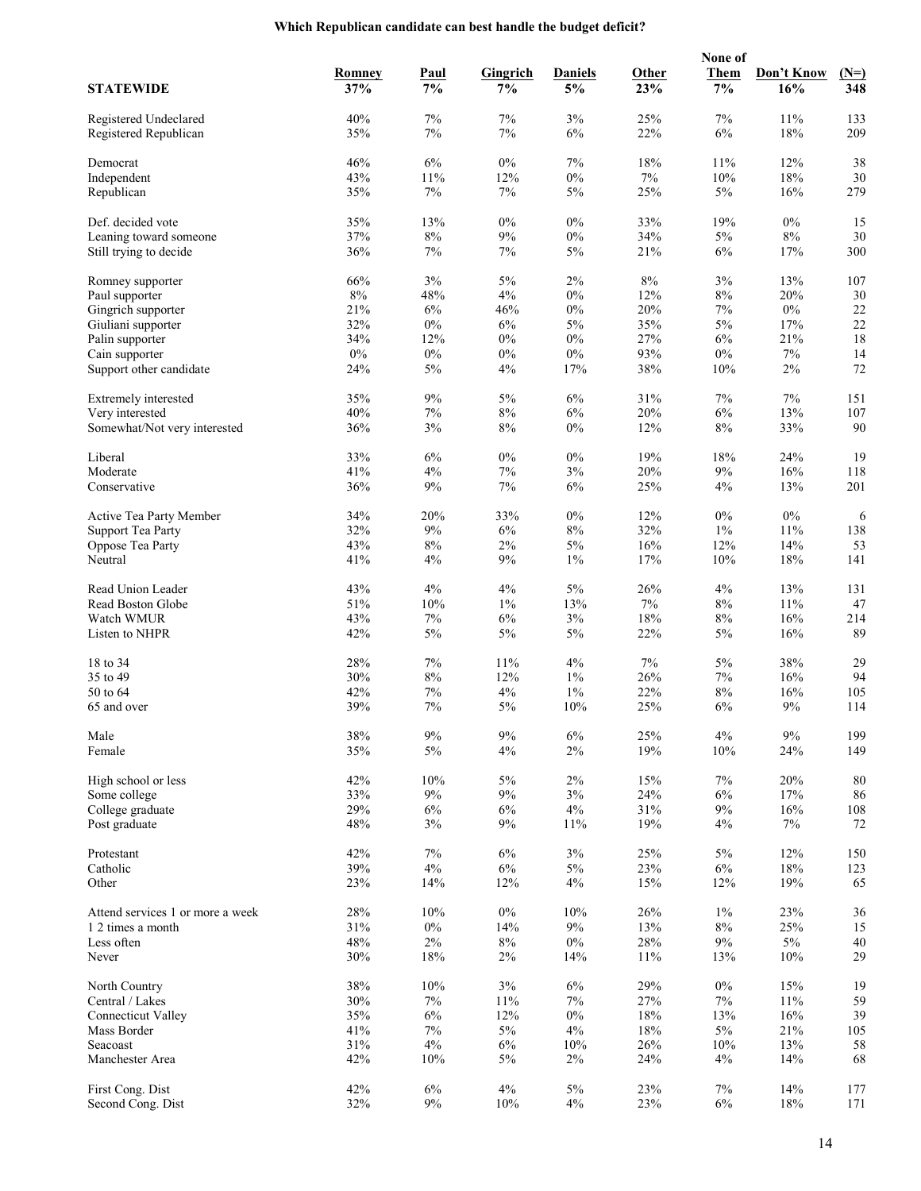## Which Republican candidate can best handle the budget deficit?

| STATEWIDE | Romney 37% | Paul 7% | Gingrich 7% | Daniels 5% | Other 23% | None of Them 7% | Don't Know 16% | (N=) 348 |
|---|---|---|---|---|---|---|---|---|
| Registered Undeclared | 40% | 7% | 7% | 3% | 25% | 7% | 11% | 133 |
| Registered Republican | 35% | 7% | 7% | 6% | 22% | 6% | 18% | 209 |
| Democrat | 46% | 6% | 0% | 7% | 18% | 11% | 12% | 38 |
| Independent | 43% | 11% | 12% | 0% | 7% | 10% | 18% | 30 |
| Republican | 35% | 7% | 7% | 5% | 25% | 5% | 16% | 279 |
| Def. decided vote | 35% | 13% | 0% | 0% | 33% | 19% | 0% | 15 |
| Leaning toward someone | 37% | 8% | 9% | 0% | 34% | 5% | 8% | 30 |
| Still trying to decide | 36% | 7% | 7% | 5% | 21% | 6% | 17% | 300 |
| Romney supporter | 66% | 3% | 5% | 2% | 8% | 3% | 13% | 107 |
| Paul supporter | 8% | 48% | 4% | 0% | 12% | 8% | 20% | 30 |
| Gingrich supporter | 21% | 6% | 46% | 0% | 20% | 7% | 0% | 22 |
| Giuliani supporter | 32% | 0% | 6% | 5% | 35% | 5% | 17% | 22 |
| Palin supporter | 34% | 12% | 0% | 0% | 27% | 6% | 21% | 18 |
| Cain supporter | 0% | 0% | 0% | 0% | 93% | 0% | 7% | 14 |
| Support other candidate | 24% | 5% | 4% | 17% | 38% | 10% | 2% | 72 |
| Extremely interested | 35% | 9% | 5% | 6% | 31% | 7% | 7% | 151 |
| Very interested | 40% | 7% | 8% | 6% | 20% | 6% | 13% | 107 |
| Somewhat/Not very interested | 36% | 3% | 8% | 0% | 12% | 8% | 33% | 90 |
| Liberal | 33% | 6% | 0% | 0% | 19% | 18% | 24% | 19 |
| Moderate | 41% | 4% | 7% | 3% | 20% | 9% | 16% | 118 |
| Conservative | 36% | 9% | 7% | 6% | 25% | 4% | 13% | 201 |
| Active Tea Party Member | 34% | 20% | 33% | 0% | 12% | 0% | 0% | 6 |
| Support Tea Party | 32% | 9% | 6% | 8% | 32% | 1% | 11% | 138 |
| Oppose Tea Party | 43% | 8% | 2% | 5% | 16% | 12% | 14% | 53 |
| Neutral | 41% | 4% | 9% | 1% | 17% | 10% | 18% | 141 |
| Read Union Leader | 43% | 4% | 4% | 5% | 26% | 4% | 13% | 131 |
| Read Boston Globe | 51% | 10% | 1% | 13% | 7% | 8% | 11% | 47 |
| Watch WMUR | 43% | 7% | 6% | 3% | 18% | 8% | 16% | 214 |
| Listen to NHPR | 42% | 5% | 5% | 5% | 22% | 5% | 16% | 89 |
| 18 to 34 | 28% | 7% | 11% | 4% | 7% | 5% | 38% | 29 |
| 35 to 49 | 30% | 8% | 12% | 1% | 26% | 7% | 16% | 94 |
| 50 to 64 | 42% | 7% | 4% | 1% | 22% | 8% | 16% | 105 |
| 65 and over | 39% | 7% | 5% | 10% | 25% | 6% | 9% | 114 |
| Male | 38% | 9% | 9% | 6% | 25% | 4% | 9% | 199 |
| Female | 35% | 5% | 4% | 2% | 19% | 10% | 24% | 149 |
| High school or less | 42% | 10% | 5% | 2% | 15% | 7% | 20% | 80 |
| Some college | 33% | 9% | 9% | 3% | 24% | 6% | 17% | 86 |
| College graduate | 29% | 6% | 6% | 4% | 31% | 9% | 16% | 108 |
| Post graduate | 48% | 3% | 9% | 11% | 19% | 4% | 7% | 72 |
| Protestant | 42% | 7% | 6% | 3% | 25% | 5% | 12% | 150 |
| Catholic | 39% | 4% | 6% | 5% | 23% | 6% | 18% | 123 |
| Other | 23% | 14% | 12% | 4% | 15% | 12% | 19% | 65 |
| Attend services 1 or more a week | 28% | 10% | 0% | 10% | 26% | 1% | 23% | 36 |
| 1 2 times a month | 31% | 0% | 14% | 9% | 13% | 8% | 25% | 15 |
| Less often | 48% | 2% | 8% | 0% | 28% | 9% | 5% | 40 |
| Never | 30% | 18% | 2% | 14% | 11% | 13% | 10% | 29 |
| North Country | 38% | 10% | 3% | 6% | 29% | 0% | 15% | 19 |
| Central / Lakes | 30% | 7% | 11% | 7% | 27% | 7% | 11% | 59 |
| Connecticut Valley | 35% | 6% | 12% | 0% | 18% | 13% | 16% | 39 |
| Mass Border | 41% | 7% | 5% | 4% | 18% | 5% | 21% | 105 |
| Seacoast | 31% | 4% | 6% | 10% | 26% | 10% | 13% | 58 |
| Manchester Area | 42% | 10% | 5% | 2% | 24% | 4% | 14% | 68 |
| First Cong. Dist | 42% | 6% | 4% | 5% | 23% | 7% | 14% | 177 |
| Second Cong. Dist | 32% | 9% | 10% | 4% | 23% | 6% | 18% | 171 |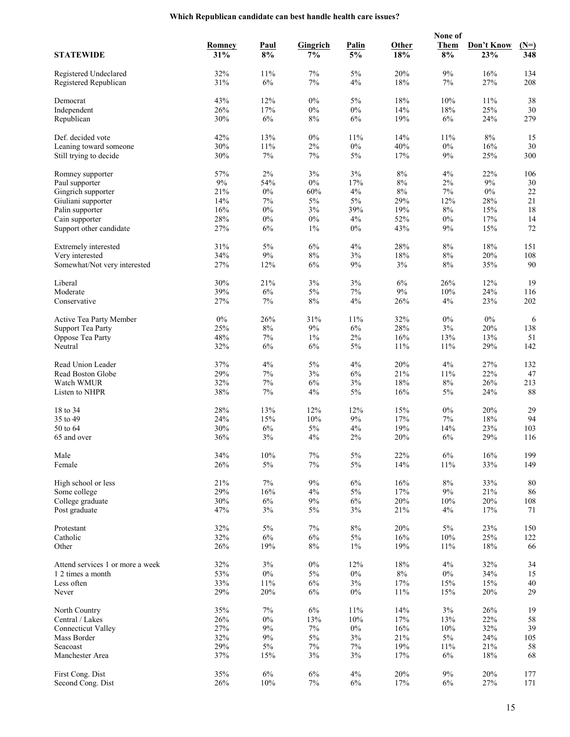**Which Republican candidate can best handle health care issues?**

| STATEWIDE | Romney 31% | Paul 8% | Gingrich 7% | Palin 5% | Other 18% | None of Them 8% | Don't Know 23% | (N=) 348 |
|---|---|---|---|---|---|---|---|---|
| Registered Undeclared | 32% | 11% | 7% | 5% | 20% | 9% | 16% | 134 |
| Registered Republican | 31% | 6% | 7% | 4% | 18% | 7% | 27% | 208 |
| Democrat | 43% | 12% | 0% | 5% | 18% | 10% | 11% | 38 |
| Independent | 26% | 17% | 0% | 0% | 14% | 18% | 25% | 30 |
| Republican | 30% | 6% | 8% | 6% | 19% | 6% | 24% | 279 |
| Def. decided vote | 42% | 13% | 0% | 11% | 14% | 11% | 8% | 15 |
| Leaning toward someone | 30% | 11% | 2% | 0% | 40% | 0% | 16% | 30 |
| Still trying to decide | 30% | 7% | 7% | 5% | 17% | 9% | 25% | 300 |
| Romney supporter | 57% | 2% | 3% | 3% | 8% | 4% | 22% | 106 |
| Paul supporter | 9% | 54% | 0% | 17% | 8% | 2% | 9% | 30 |
| Gingrich supporter | 21% | 0% | 60% | 4% | 8% | 7% | 0% | 22 |
| Giuliani supporter | 14% | 7% | 5% | 5% | 29% | 12% | 28% | 21 |
| Palin supporter | 16% | 0% | 3% | 39% | 19% | 8% | 15% | 18 |
| Cain supporter | 28% | 0% | 0% | 4% | 52% | 0% | 17% | 14 |
| Support other candidate | 27% | 6% | 1% | 0% | 43% | 9% | 15% | 72 |
| Extremely interested | 31% | 5% | 6% | 4% | 28% | 8% | 18% | 151 |
| Very interested | 34% | 9% | 8% | 3% | 18% | 8% | 20% | 108 |
| Somewhat/Not very interested | 27% | 12% | 6% | 9% | 3% | 8% | 35% | 90 |
| Liberal | 30% | 21% | 3% | 3% | 6% | 26% | 12% | 19 |
| Moderate | 39% | 6% | 5% | 7% | 9% | 10% | 24% | 116 |
| Conservative | 27% | 7% | 8% | 4% | 26% | 4% | 23% | 202 |
| Active Tea Party Member | 0% | 26% | 31% | 11% | 32% | 0% | 0% | 6 |
| Support Tea Party | 25% | 8% | 9% | 6% | 28% | 3% | 20% | 138 |
| Oppose Tea Party | 48% | 7% | 1% | 2% | 16% | 13% | 13% | 51 |
| Neutral | 32% | 6% | 6% | 5% | 11% | 11% | 29% | 142 |
| Read Union Leader | 37% | 4% | 5% | 4% | 20% | 4% | 27% | 132 |
| Read Boston Globe | 29% | 7% | 3% | 6% | 21% | 11% | 22% | 47 |
| Watch WMUR | 32% | 7% | 6% | 3% | 18% | 8% | 26% | 213 |
| Listen to NHPR | 38% | 7% | 4% | 5% | 16% | 5% | 24% | 88 |
| 18 to 34 | 28% | 13% | 12% | 12% | 15% | 0% | 20% | 29 |
| 35 to 49 | 24% | 15% | 10% | 9% | 17% | 7% | 18% | 94 |
| 50 to 64 | 30% | 6% | 5% | 4% | 19% | 14% | 23% | 103 |
| 65 and over | 36% | 3% | 4% | 2% | 20% | 6% | 29% | 116 |
| Male | 34% | 10% | 7% | 5% | 22% | 6% | 16% | 199 |
| Female | 26% | 5% | 7% | 5% | 14% | 11% | 33% | 149 |
| High school or less | 21% | 7% | 9% | 6% | 16% | 8% | 33% | 80 |
| Some college | 29% | 16% | 4% | 5% | 17% | 9% | 21% | 86 |
| College graduate | 30% | 6% | 9% | 6% | 20% | 10% | 20% | 108 |
| Post graduate | 47% | 3% | 5% | 3% | 21% | 4% | 17% | 71 |
| Protestant | 32% | 5% | 7% | 8% | 20% | 5% | 23% | 150 |
| Catholic | 32% | 6% | 6% | 5% | 16% | 10% | 25% | 122 |
| Other | 26% | 19% | 8% | 1% | 19% | 11% | 18% | 66 |
| Attend services 1 or more a week | 32% | 3% | 0% | 12% | 18% | 4% | 32% | 34 |
| 1 2 times a month | 53% | 0% | 5% | 0% | 8% | 0% | 34% | 15 |
| Less often | 33% | 11% | 6% | 3% | 17% | 15% | 15% | 40 |
| Never | 29% | 20% | 6% | 0% | 11% | 15% | 20% | 29 |
| North Country | 35% | 7% | 6% | 11% | 14% | 3% | 26% | 19 |
| Central / Lakes | 26% | 0% | 13% | 10% | 17% | 13% | 22% | 58 |
| Connecticut Valley | 27% | 9% | 7% | 0% | 16% | 10% | 32% | 39 |
| Mass Border | 32% | 9% | 5% | 3% | 21% | 5% | 24% | 105 |
| Seacoast | 29% | 5% | 7% | 7% | 19% | 11% | 21% | 58 |
| Manchester Area | 37% | 15% | 3% | 3% | 17% | 6% | 18% | 68 |
| First Cong. Dist | 35% | 6% | 6% | 4% | 20% | 9% | 20% | 177 |
| Second Cong. Dist | 26% | 10% | 7% | 6% | 17% | 6% | 27% | 171 |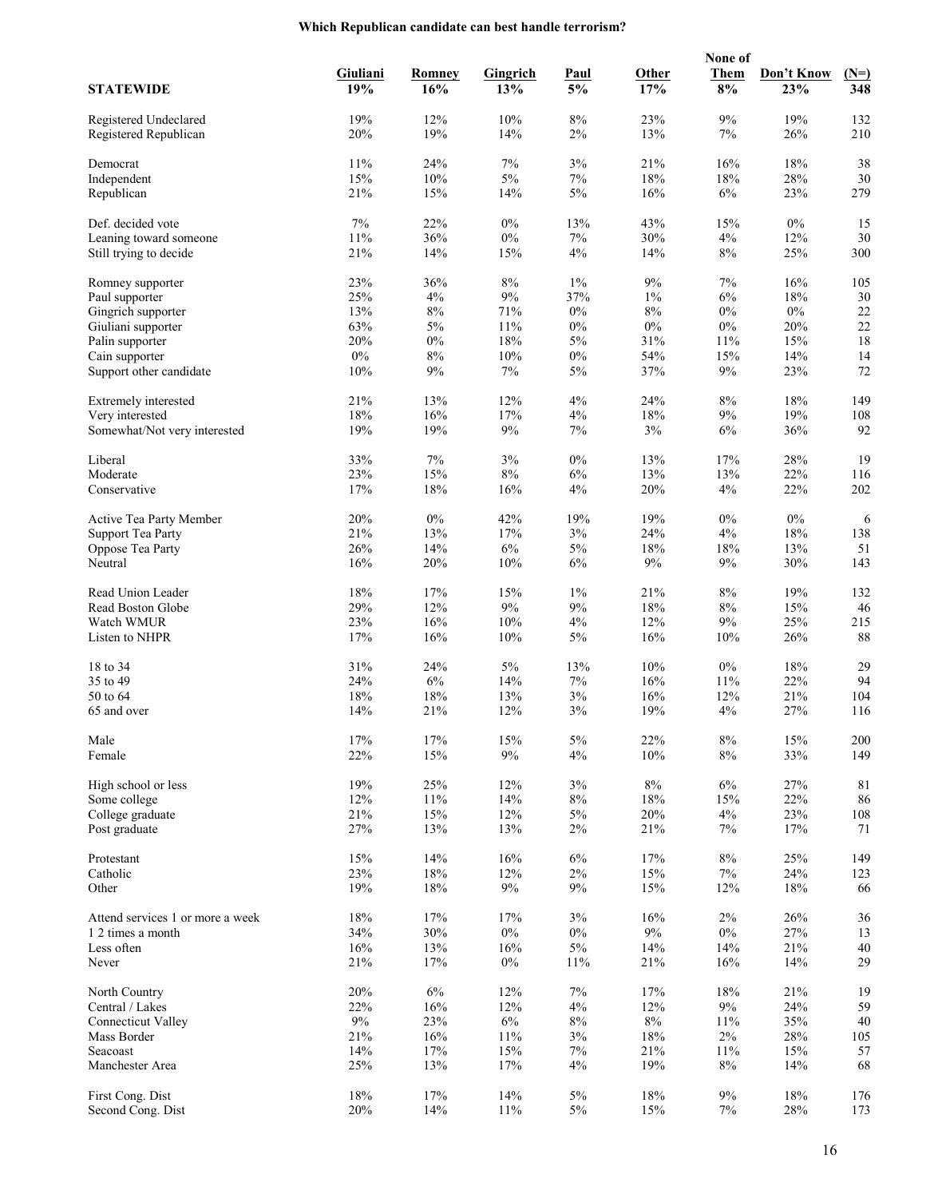**Which Republican candidate can best handle terrorism?**

| STATEWIDE | Giuliani 19% | Romney 16% | Gingrich 13% | Paul 5% | Other 17% | None of Them 8% | Don't Know 23% | (N=) 348 |
|---|---|---|---|---|---|---|---|---|
| Registered Undeclared | 19% | 12% | 10% | 8% | 23% | 9% | 19% | 132 |
| Registered Republican | 20% | 19% | 14% | 2% | 13% | 7% | 26% | 210 |
| | | | | | | | | |
| Democrat | 11% | 24% | 7% | 3% | 21% | 16% | 18% | 38 |
| Independent | 15% | 10% | 5% | 7% | 18% | 18% | 28% | 30 |
| Republican | 21% | 15% | 14% | 5% | 16% | 6% | 23% | 279 |
| | | | | | | | | |
| Def. decided vote | 7% | 22% | 0% | 13% | 43% | 15% | 0% | 15 |
| Leaning toward someone | 11% | 36% | 0% | 7% | 30% | 4% | 12% | 30 |
| Still trying to decide | 21% | 14% | 15% | 4% | 14% | 8% | 25% | 300 |
| | | | | | | | | |
| Romney supporter | 23% | 36% | 8% | 1% | 9% | 7% | 16% | 105 |
| Paul supporter | 25% | 4% | 9% | 37% | 1% | 6% | 18% | 30 |
| Gingrich supporter | 13% | 8% | 71% | 0% | 8% | 0% | 0% | 22 |
| Giuliani supporter | 63% | 5% | 11% | 0% | 0% | 0% | 20% | 22 |
| Palin supporter | 20% | 0% | 18% | 5% | 31% | 11% | 15% | 18 |
| Cain supporter | 0% | 8% | 10% | 0% | 54% | 15% | 14% | 14 |
| Support other candidate | 10% | 9% | 7% | 5% | 37% | 9% | 23% | 72 |
| | | | | | | | | |
| Extremely interested | 21% | 13% | 12% | 4% | 24% | 8% | 18% | 149 |
| Very interested | 18% | 16% | 17% | 4% | 18% | 9% | 19% | 108 |
| Somewhat/Not very interested | 19% | 19% | 9% | 7% | 3% | 6% | 36% | 92 |
| | | | | | | | | |
| Liberal | 33% | 7% | 3% | 0% | 13% | 17% | 28% | 19 |
| Moderate | 23% | 15% | 8% | 6% | 13% | 13% | 22% | 116 |
| Conservative | 17% | 18% | 16% | 4% | 20% | 4% | 22% | 202 |
| | | | | | | | | |
| Active Tea Party Member | 20% | 0% | 42% | 19% | 19% | 0% | 0% | 6 |
| Support Tea Party | 21% | 13% | 17% | 3% | 24% | 4% | 18% | 138 |
| Oppose Tea Party | 26% | 14% | 6% | 5% | 18% | 18% | 13% | 51 |
| Neutral | 16% | 20% | 10% | 6% | 9% | 9% | 30% | 143 |
| | | | | | | | | |
| Read Union Leader | 18% | 17% | 15% | 1% | 21% | 8% | 19% | 132 |
| Read Boston Globe | 29% | 12% | 9% | 9% | 18% | 8% | 15% | 46 |
| Watch WMUR | 23% | 16% | 10% | 4% | 12% | 9% | 25% | 215 |
| Listen to NHPR | 17% | 16% | 10% | 5% | 16% | 10% | 26% | 88 |
| | | | | | | | | |
| 18 to 34 | 31% | 24% | 5% | 13% | 10% | 0% | 18% | 29 |
| 35 to 49 | 24% | 6% | 14% | 7% | 16% | 11% | 22% | 94 |
| 50 to 64 | 18% | 18% | 13% | 3% | 16% | 12% | 21% | 104 |
| 65 and over | 14% | 21% | 12% | 3% | 19% | 4% | 27% | 116 |
| | | | | | | | | |
| Male | 17% | 17% | 15% | 5% | 22% | 8% | 15% | 200 |
| Female | 22% | 15% | 9% | 4% | 10% | 8% | 33% | 149 |
| | | | | | | | | |
| High school or less | 19% | 25% | 12% | 3% | 8% | 6% | 27% | 81 |
| Some college | 12% | 11% | 14% | 8% | 18% | 15% | 22% | 86 |
| College graduate | 21% | 15% | 12% | 5% | 20% | 4% | 23% | 108 |
| Post graduate | 27% | 13% | 13% | 2% | 21% | 7% | 17% | 71 |
| | | | | | | | | |
| Protestant | 15% | 14% | 16% | 6% | 17% | 8% | 25% | 149 |
| Catholic | 23% | 18% | 12% | 2% | 15% | 7% | 24% | 123 |
| Other | 19% | 18% | 9% | 9% | 15% | 12% | 18% | 66 |
| | | | | | | | | |
| Attend services 1 or more a week | 18% | 17% | 17% | 3% | 16% | 2% | 26% | 36 |
| 1 2 times a month | 34% | 30% | 0% | 0% | 9% | 0% | 27% | 13 |
| Less often | 16% | 13% | 16% | 5% | 14% | 14% | 21% | 40 |
| Never | 21% | 17% | 0% | 11% | 21% | 16% | 14% | 29 |
| | | | | | | | | |
| North Country | 20% | 6% | 12% | 7% | 17% | 18% | 21% | 19 |
| Central / Lakes | 22% | 16% | 12% | 4% | 12% | 9% | 24% | 59 |
| Connecticut Valley | 9% | 23% | 6% | 8% | 8% | 11% | 35% | 40 |
| Mass Border | 21% | 16% | 11% | 3% | 18% | 2% | 28% | 105 |
| Seacoast | 14% | 17% | 15% | 7% | 21% | 11% | 15% | 57 |
| Manchester Area | 25% | 13% | 17% | 4% | 19% | 8% | 14% | 68 |
| | | | | | | | | |
| First Cong. Dist | 18% | 17% | 14% | 5% | 18% | 9% | 18% | 176 |
| Second Cong. Dist | 20% | 14% | 11% | 5% | 15% | 7% | 28% | 173 |